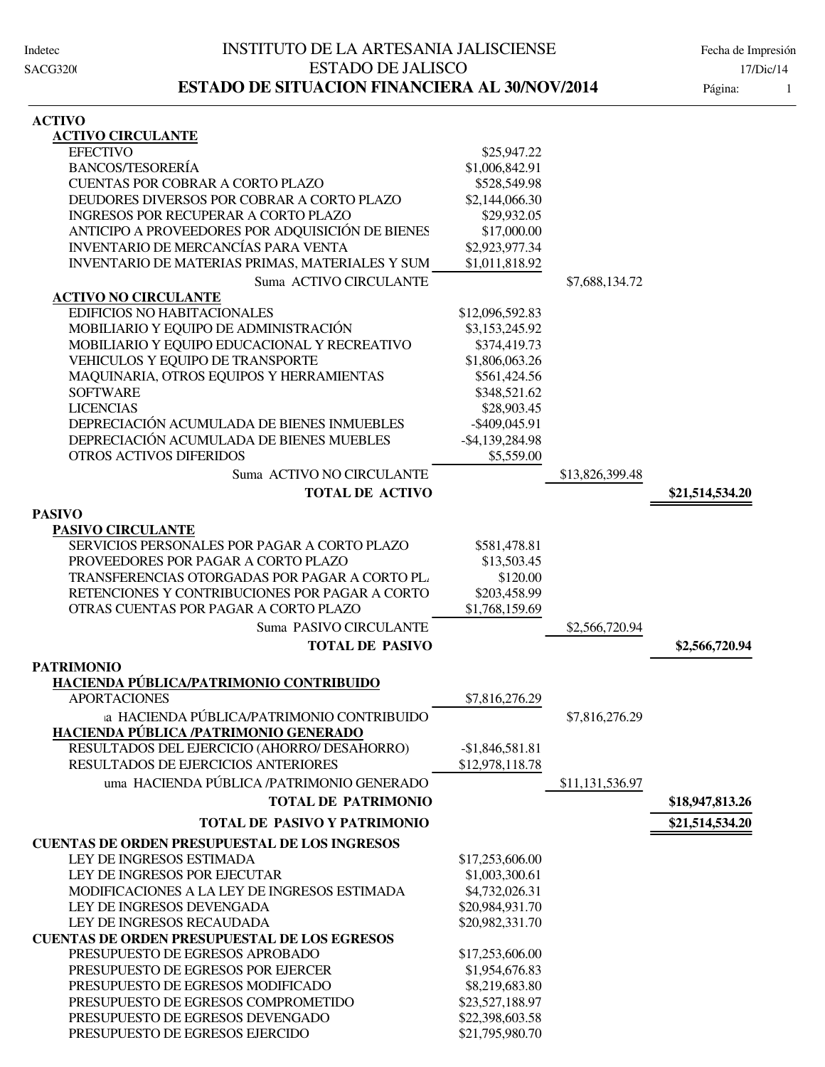Indetec

SACG320(

# INSTITUTO DE LA ARTESANIA JALISCIENSE

## ESTADO DE JALISCO

## ESTADO DE SITUACION FINANCIERA AL 30/NOV/2014

Fecha de Impresión 17/Dic/14

| Concepto | | | |
|---|---|---|---|
| **ACTIVO** | | | |
| **ACTIVO CIRCULANTE** | | | |
| EFECTIVO | $25,947.22 | | |
| BANCOS/TESORERÍA | $1,006,842.91 | | |
| CUENTAS POR COBRAR A CORTO PLAZO | $528,549.98 | | |
| DEUDORES DIVERSOS POR COBRAR A CORTO PLAZO | $2,144,066.30 | | |
| INGRESOS POR RECUPERAR A CORTO PLAZO | $29,932.05 | | |
| ANTICIPO A PROVEEDORES POR ADQUISICIÓN DE BIENES | $17,000.00 | | |
| INVENTARIO DE MERCANCÍAS PARA VENTA | $2,923,977.34 | | |
| INVENTARIO DE MATERIAS PRIMAS, MATERIALES Y SUM | $1,011,818.92 | | |
| Suma ACTIVO CIRCULANTE | | $7,688,134.72 | |
| **ACTIVO NO CIRCULANTE** | | | |
| EDIFICIOS NO HABITACIONALES | $12,096,592.83 | | |
| MOBILIARIO Y EQUIPO DE ADMINISTRACIÓN | $3,153,245.92 | | |
| MOBILIARIO Y EQUIPO EDUCACIONAL Y RECREATIVO | $374,419.73 | | |
| VEHICULOS Y EQUIPO DE TRANSPORTE | $1,806,063.26 | | |
| MAQUINARIA, OTROS EQUIPOS Y HERRAMIENTAS | $561,424.56 | | |
| SOFTWARE | $348,521.62 | | |
| LICENCIAS | $28,903.45 | | |
| DEPRECIACIÓN ACUMULADA DE BIENES INMUEBLES | -$409,045.91 | | |
| DEPRECIACIÓN ACUMULADA DE BIENES MUEBLES | -$4,139,284.98 | | |
| OTROS ACTIVOS DIFERIDOS | $5,559.00 | | |
| Suma ACTIVO NO CIRCULANTE | | $13,826,399.48 | |
| **TOTAL DE ACTIVO** | | | **$21,514,534.20** |
| **PASIVO** | | | |
| **PASIVO CIRCULANTE** | | | |
| SERVICIOS PERSONALES POR PAGAR A CORTO PLAZO | $581,478.81 | | |
| PROVEEDORES POR PAGAR A CORTO PLAZO | $13,503.45 | | |
| TRANSFERENCIAS OTORGADAS POR PAGAR A CORTO PL. | $120.00 | | |
| RETENCIONES Y CONTRIBUCIONES POR PAGAR A CORTO | $203,458.99 | | |
| OTRAS CUENTAS POR PAGAR A CORTO PLAZO | $1,768,159.69 | | |
| Suma PASIVO CIRCULANTE | | $2,566,720.94 | |
| **TOTAL DE PASIVO** | | | **$2,566,720.94** |
| **PATRIMONIO** | | | |
| **HACIENDA PÚBLICA/PATRIMONIO CONTRIBUIDO** | | | |
| APORTACIONES | $7,816,276.29 | | |
| a HACIENDA PÚBLICA/PATRIMONIO CONTRIBUIDO | | $7,816,276.29 | |
| **HACIENDA PÚBLICA /PATRIMONIO GENERADO** | | | |
| RESULTADOS DEL EJERCICIO (AHORRO/ DESAHORRO) | -$1,846,581.81 | | |
| RESULTADOS DE EJERCICIOS ANTERIORES | $12,978,118.78 | | |
| uma HACIENDA PÚBLICA /PATRIMONIO GENERADO | | $11,131,536.97 | |
| **TOTAL DE PATRIMONIO** | | | **$18,947,813.26** |
| **TOTAL DE PASIVO Y PATRIMONIO** | | | **$21,514,534.20** |
| **CUENTAS DE ORDEN PRESUPUESTAL DE LOS INGRESOS** | | | |
| LEY DE INGRESOS ESTIMADA | $17,253,606.00 | | |
| LEY DE INGRESOS POR EJECUTAR | $1,003,300.61 | | |
| MODIFICACIONES A LA LEY DE INGRESOS ESTIMADA | $4,732,026.31 | | |
| LEY DE INGRESOS DEVENGADA | $20,984,931.70 | | |
| LEY DE INGRESOS RECAUDADA | $20,982,331.70 | | |
| **CUENTAS DE ORDEN PRESUPUESTAL DE LOS EGRESOS** | | | |
| PRESUPUESTO DE EGRESOS APROBADO | $17,253,606.00 | | |
| PRESUPUESTO DE EGRESOS POR EJERCER | $1,954,676.83 | | |
| PRESUPUESTO DE EGRESOS MODIFICADO | $8,219,683.80 | | |
| PRESUPUESTO DE EGRESOS COMPROMETIDO | $23,527,188.97 | | |
| PRESUPUESTO DE EGRESOS DEVENGADO | $22,398,603.58 | | |
| PRESUPUESTO DE EGRESOS EJERCIDO | $21,795,980.70 | | |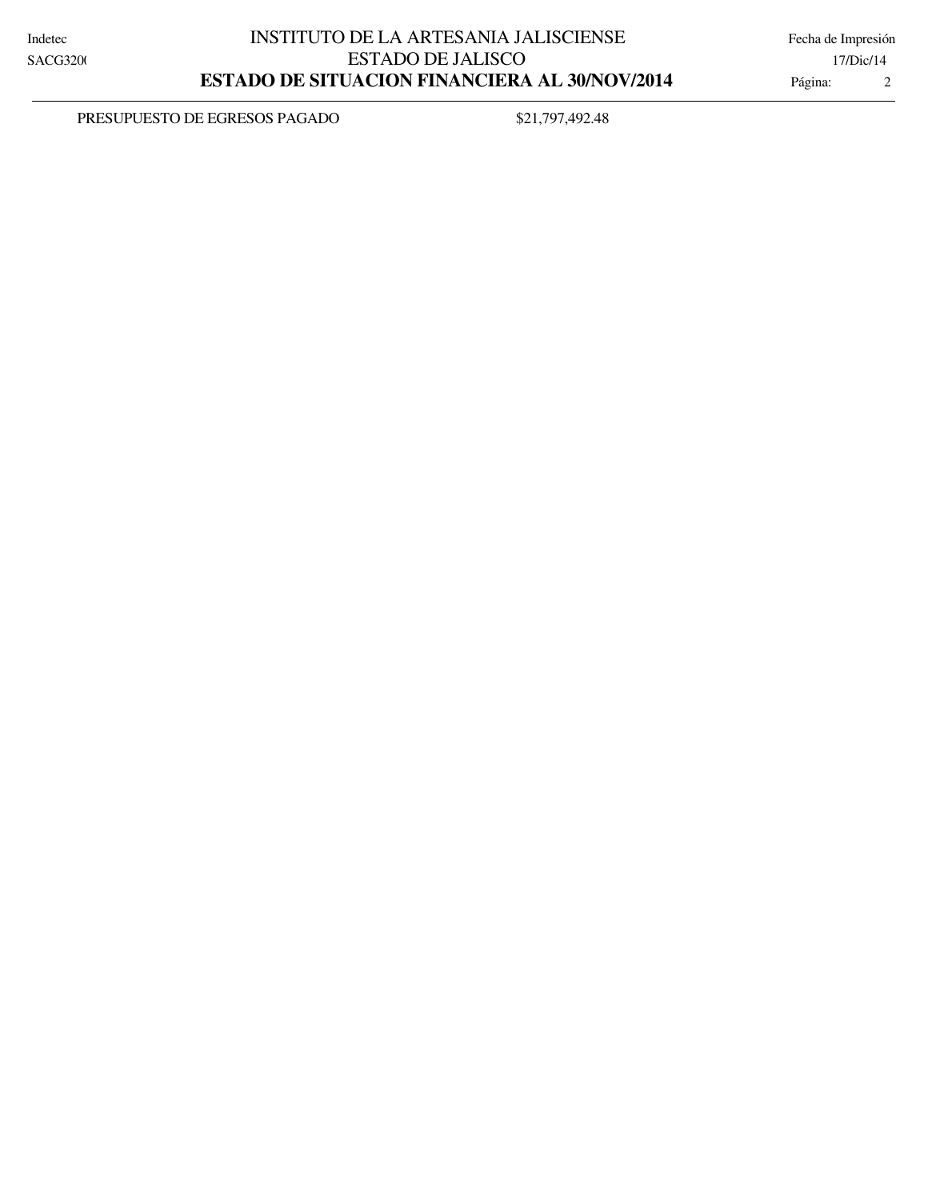| PRESUPUESTO DE EGRESOS PAGADO | $21,797,492.48 |
| --- | --- |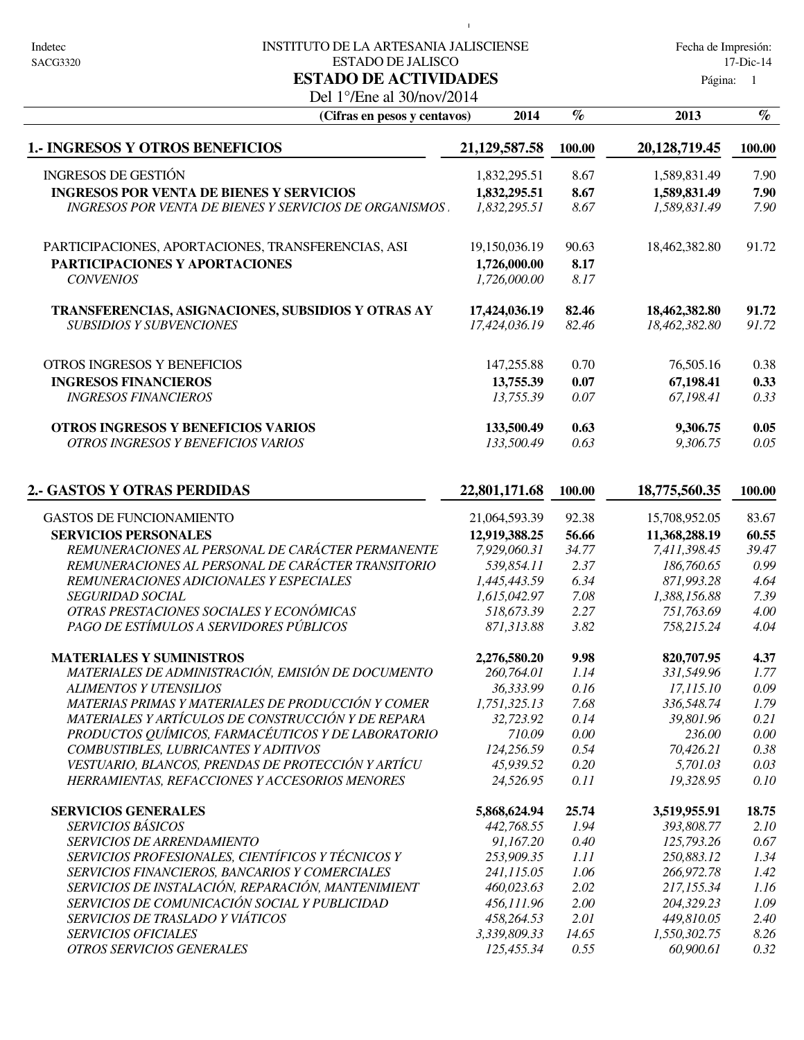Indetec
SACG3320

INSTITUTO DE LA ARTESANIA JALISCIENSE
ESTADO DE JALISCO

# ESTADO DE ACTIVIDADES

Del 1°/Ene al 30/nov/2014

Fecha de Impresión: 17-Dic-14

| (Cifras en pesos y centavos) | 2014 | % | 2013 | % |
|---|---|---|---|---|
| **1.- INGRESOS Y OTROS BENEFICIOS** | **21,129,587.58** | **100.00** | **20,128,719.45** | **100.00** |
| INGRESOS DE GESTIÓN | 1,832,295.51 | 8.67 | 1,589,831.49 | 7.90 |
| **INGRESOS POR VENTA DE BIENES Y SERVICIOS** | **1,832,295.51** | **8.67** | **1,589,831.49** | **7.90** |
| *INGRESOS POR VENTA DE BIENES Y SERVICIOS DE ORGANISMOS* | *1,832,295.51* | *8.67* | *1,589,831.49* | *7.90* |
| PARTICIPACIONES, APORTACIONES, TRANSFERENCIAS, ASI | 19,150,036.19 | 90.63 | 18,462,382.80 | 91.72 |
| **PARTICIPACIONES Y APORTACIONES** | **1,726,000.00** | **8.17** | | |
| *CONVENIOS* | *1,726,000.00* | *8.17* | | |
| **TRANSFERENCIAS, ASIGNACIONES, SUBSIDIOS Y OTRAS AY** | **17,424,036.19** | **82.46** | **18,462,382.80** | **91.72** |
| *SUBSIDIOS Y SUBVENCIONES* | *17,424,036.19* | *82.46* | *18,462,382.80* | *91.72* |
| OTROS INGRESOS Y BENEFICIOS | 147,255.88 | 0.70 | 76,505.16 | 0.38 |
| **INGRESOS FINANCIEROS** | **13,755.39** | **0.07** | **67,198.41** | **0.33** |
| *INGRESOS FINANCIEROS* | *13,755.39* | *0.07* | *67,198.41* | *0.33* |
| **OTROS INGRESOS Y BENEFICIOS VARIOS** | **133,500.49** | **0.63** | **9,306.75** | **0.05** |
| *OTROS INGRESOS Y BENEFICIOS VARIOS* | *133,500.49* | *0.63* | *9,306.75* | *0.05* |
| **2.- GASTOS Y OTRAS PERDIDAS** | **22,801,171.68** | **100.00** | **18,775,560.35** | **100.00** |
| GASTOS DE FUNCIONAMIENTO | 21,064,593.39 | 92.38 | 15,708,952.05 | 83.67 |
| **SERVICIOS PERSONALES** | **12,919,388.25** | **56.66** | **11,368,288.19** | **60.55** |
| *REMUNERACIONES AL PERSONAL DE CARÁCTER PERMANENTE* | *7,929,060.31* | *34.77* | *7,411,398.45* | *39.47* |
| *REMUNERACIONES AL PERSONAL DE CARÁCTER TRANSITORIO* | *539,854.11* | *2.37* | *186,760.65* | *0.99* |
| *REMUNERACIONES ADICIONALES Y ESPECIALES* | *1,445,443.59* | *6.34* | *871,993.28* | *4.64* |
| *SEGURIDAD SOCIAL* | *1,615,042.97* | *7.08* | *1,388,156.88* | *7.39* |
| *OTRAS PRESTACIONES SOCIALES Y ECONÓMICAS* | *518,673.39* | *2.27* | *751,763.69* | *4.00* |
| *PAGO DE ESTÍMULOS A SERVIDORES PÚBLICOS* | *871,313.88* | *3.82* | *758,215.24* | *4.04* |
| **MATERIALES Y SUMINISTROS** | **2,276,580.20** | **9.98** | **820,707.95** | **4.37** |
| *MATERIALES DE ADMINISTRACIÓN, EMISIÓN DE DOCUMENTO* | *260,764.01* | *1.14* | *331,549.96* | *1.77* |
| *ALIMENTOS Y UTENSILIOS* | *36,333.99* | *0.16* | *17,115.10* | *0.09* |
| *MATERIAS PRIMAS Y MATERIALES DE PRODUCCIÓN Y COMER* | *1,751,325.13* | *7.68* | *336,548.74* | *1.79* |
| *MATERIALES Y ARTÍCULOS DE CONSTRUCCIÓN Y DE REPARA* | *32,723.92* | *0.14* | *39,801.96* | *0.21* |
| *PRODUCTOS QUÍMICOS, FARMACÉUTICOS Y DE LABORATORIO* | *710.09* | *0.00* | *236.00* | *0.00* |
| *COMBUSTIBLES, LUBRICANTES Y ADITIVOS* | *124,256.59* | *0.54* | *70,426.21* | *0.38* |
| *VESTUARIO, BLANCOS, PRENDAS DE PROTECCIÓN Y ARTÍCU* | *45,939.52* | *0.20* | *5,701.03* | *0.03* |
| *HERRAMIENTAS, REFACCIONES Y ACCESORIOS MENORES* | *24,526.95* | *0.11* | *19,328.95* | *0.10* |
| **SERVICIOS GENERALES** | **5,868,624.94** | **25.74** | **3,519,955.91** | **18.75** |
| *SERVICIOS BÁSICOS* | *442,768.55* | *1.94* | *393,808.77* | *2.10* |
| *SERVICIOS DE ARRENDAMIENTO* | *91,167.20* | *0.40* | *125,883.26* | *0.67* |
| *SERVICIOS PROFESIONALES, CIENTÍFICOS Y TÉCNICOS Y* | *253,909.35* | *1.11* | *250,883.12* | *1.34* |
| *SERVICIOS FINANCIEROS, BANCARIOS Y COMERCIALES* | *241,115.05* | *1.06* | *266,972.78* | *1.42* |
| *SERVICIOS DE INSTALACIÓN, REPARACIÓN, MANTENIMIENT* | *460,023.63* | *2.02* | *217,155.34* | *1.16* |
| *SERVICIOS DE COMUNICACIÓN SOCIAL Y PUBLICIDAD* | *456,111.96* | *2.00* | *204,329.23* | *1.09* |
| *SERVICIOS DE TRASLADO Y VIÁTICOS* | *458,264.53* | *2.01* | *449,810.05* | *2.40* |
| *SERVICIOS OFICIALES* | *3,339,809.33* | *14.65* | *1,550,302.75* | *8.26* |
| *OTROS SERVICIOS GENERALES* | *125,455.34* | *0.55* | *60,900.61* | *0.32* |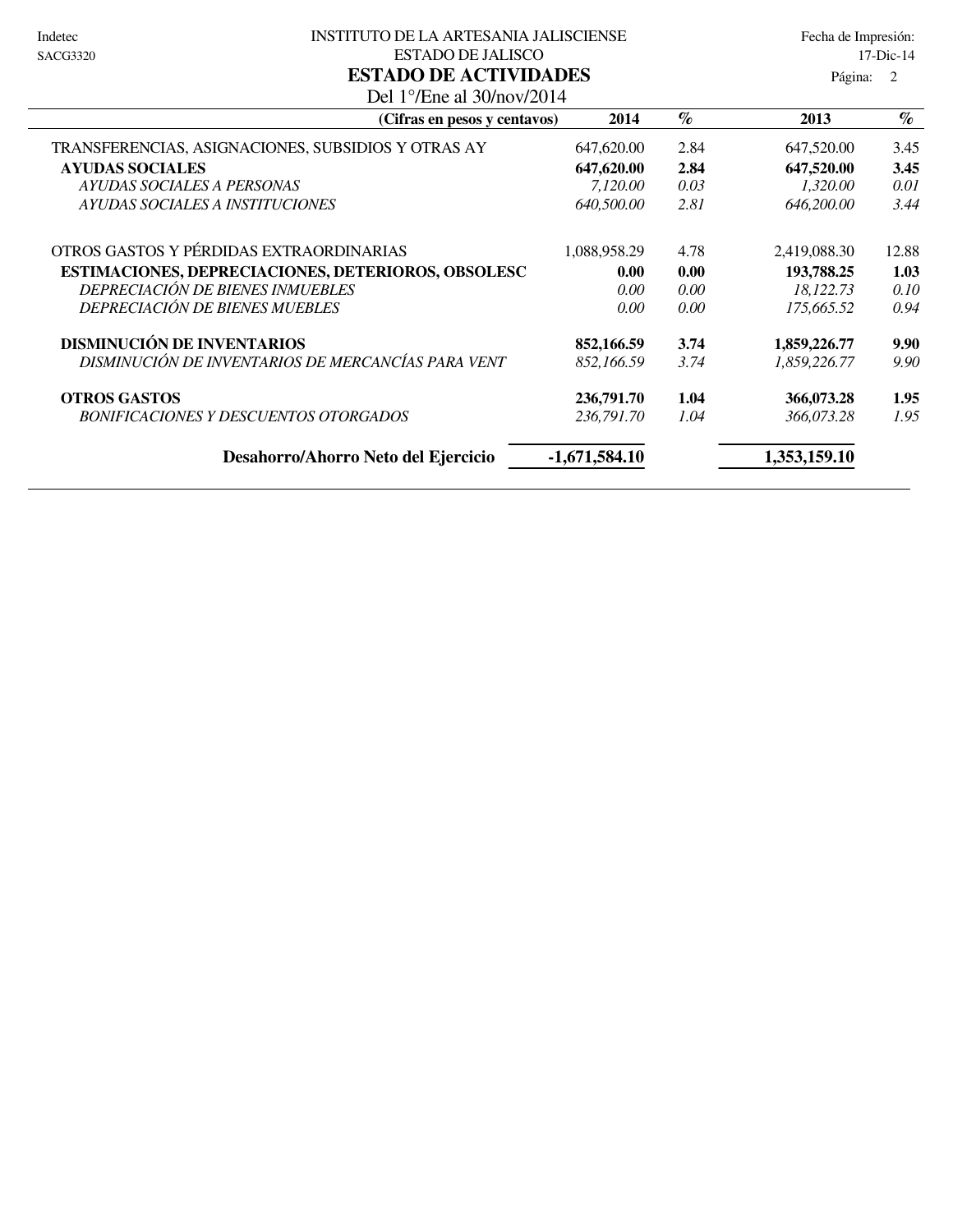INSTITUTO DE LA ARTESANIA JALISCIENSE

ESTADO DE JALISCO

# ESTADO DE ACTIVIDADES

Del 1°/Ene al 30/nov/2014

| (Cifras en pesos y centavos) | 2014 | % | 2013 | % |
|---|---|---|---|---|
| TRANSFERENCIAS, ASIGNACIONES, SUBSIDIOS Y OTRAS AY | 647,620.00 | 2.84 | 647,520.00 | 3.45 |
| **AYUDAS SOCIALES** | **647,620.00** | **2.84** | **647,520.00** | **3.45** |
| *AYUDAS SOCIALES A PERSONAS* | *7,120.00* | *0.03* | *1,320.00* | *0.01* |
| *AYUDAS SOCIALES A INSTITUCIONES* | *640,500.00* | *2.81* | *646,200.00* | *3.44* |
| OTROS GASTOS Y PÉRDIDAS EXTRAORDINARIAS | 1,088,958.29 | 4.78 | 2,419,088.30 | 12.88 |
| **ESTIMACIONES, DEPRECIACIONES, DETERIOROS, OBSOLESC** | **0.00** | **0.00** | **193,788.25** | **1.03** |
| *DEPRECIACIÓN DE BIENES INMUEBLES* | *0.00* | *0.00* | *18,122.73* | *0.10* |
| *DEPRECIACIÓN DE BIENES MUEBLES* | *0.00* | *0.00* | *175,665.52* | *0.94* |
| **DISMINUCIÓN DE INVENTARIOS** | **852,166.59** | **3.74** | **1,859,226.77** | **9.90** |
| *DISMINUCIÓN DE INVENTARIOS DE MERCANCÍAS PARA VENT* | *852,166.59* | *3.74* | *1,859,226.77* | *9.90* |
| **OTROS GASTOS** | **236,791.70** | **1.04** | **366,073.28** | **1.95** |
| *BONIFICACIONES Y DESCUENTOS OTORGADOS* | *236,791.70* | *1.04* | *366,073.28* | *1.95* |
| **Desahorro/Ahorro Neto del Ejercicio** | **-1,671,584.10** | | **1,353,159.10** | |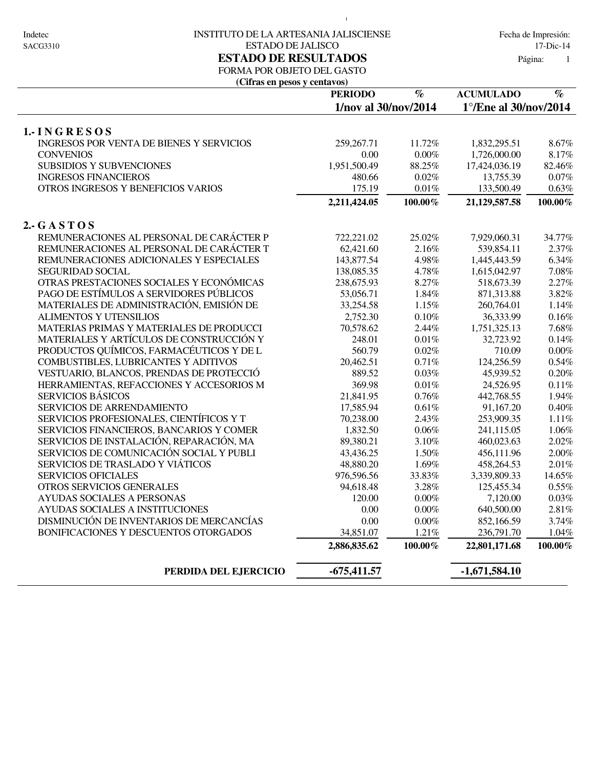Indetec
SACG3310

INSTITUTO DE LA ARTESANIA JALISCIENSE
ESTADO DE JALISCO

Fecha de Impresión: 17-Dic-14

# ESTADO DE RESULTADOS

FORMA POR OBJETO DEL GASTO

**(Cifras en pesos y centavos)**

| | **PERIODO** | **%** | **ACUMULADO** | **%** |
|---|---|---|---|---|
| | **1/nov al 30/nov/2014** | | **1°/Ene al 30/nov/2014** | |
| **1.- I N G R E S O S** | | | | |
| INGRESOS POR VENTA DE BIENES Y SERVICIOS | 259,267.71 | 11.72% | 1,832,295.51 | 8.67% |
| CONVENIOS | 0.00 | 0.00% | 1,726,000.00 | 8.17% |
| SUBSIDIOS Y SUBVENCIONES | 1,951,500.49 | 88.25% | 17,424,036.19 | 82.46% |
| INGRESOS FINANCIEROS | 480.66 | 0.02% | 13,755.39 | 0.07% |
| OTROS INGRESOS Y BENEFICIOS VARIOS | 175.19 | 0.01% | 133,500.49 | 0.63% |
| | **2,211,424.05** | **100.00%** | **21,129,587.58** | **100.00%** |
| **2.- G A S T O S** | | | | |
| REMUNERACIONES AL PERSONAL DE CARÁCTER P | 722,221.02 | 25.02% | 7,929,060.31 | 34.77% |
| REMUNERACIONES AL PERSONAL DE CARÁCTER T | 62,421.60 | 2.16% | 539,854.11 | 2.37% |
| REMUNERACIONES ADICIONALES Y ESPECIALES | 143,877.54 | 4.98% | 1,445,443.59 | 6.34% |
| SEGURIDAD SOCIAL | 138,085.35 | 4.78% | 1,615,042.97 | 7.08% |
| OTRAS PRESTACIONES SOCIALES Y ECONÓMICAS | 238,675.93 | 8.27% | 518,673.39 | 2.27% |
| PAGO DE ESTÍMULOS A SERVIDORES PÚBLICOS | 53,056.71 | 1.84% | 871,313.88 | 3.82% |
| MATERIALES DE ADMINISTRACIÓN, EMISIÓN DE | 33,254.58 | 1.15% | 260,764.01 | 1.14% |
| ALIMENTOS Y UTENSILIOS | 2,752.30 | 0.10% | 36,333.99 | 0.16% |
| MATERIAS PRIMAS Y MATERIALES DE PRODUCCI | 70,578.62 | 2.44% | 1,751,325.13 | 7.68% |
| MATERIALES Y ARTÍCULOS DE CONSTRUCCIÓN Y | 248.01 | 0.01% | 32,723.92 | 0.14% |
| PRODUCTOS QUÍMICOS, FARMACÉUTICOS Y DE L | 560.79 | 0.02% | 710.09 | 0.00% |
| COMBUSTIBLES, LUBRICANTES Y ADITIVOS | 20,462.51 | 0.71% | 124,256.59 | 0.54% |
| VESTUARIO, BLANCOS, PRENDAS DE PROTECCIÓ | 889.52 | 0.03% | 45,939.52 | 0.20% |
| HERRAMIENTAS, REFACCIONES Y ACCESORIOS M | 369.98 | 0.01% | 24,526.95 | 0.11% |
| SERVICIOS BÁSICOS | 21,841.95 | 0.76% | 442,768.55 | 1.94% |
| SERVICIOS DE ARRENDAMIENTO | 17,585.94 | 0.61% | 91,167.20 | 0.40% |
| SERVICIOS PROFESIONALES, CIENTÍFICOS Y T | 70,238.00 | 2.43% | 253,909.35 | 1.11% |
| SERVICIOS FINANCIEROS, BANCARIOS Y COMER | 1,832.50 | 0.06% | 241,115.05 | 1.06% |
| SERVICIOS DE INSTALACIÓN, REPARACIÓN, MA | 89,380.21 | 3.10% | 460,023.63 | 2.02% |
| SERVICIOS DE COMUNICACIÓN SOCIAL Y PUBLI | 43,436.25 | 1.50% | 456,111.96 | 2.00% |
| SERVICIOS DE TRASLADO Y VIÁTICOS | 48,880.20 | 1.69% | 458,264.53 | 2.01% |
| SERVICIOS OFICIALES | 976,596.56 | 33.83% | 3,339,809.33 | 14.65% |
| OTROS SERVICIOS GENERALES | 94,618.48 | 3.28% | 125,455.34 | 0.55% |
| AYUDAS SOCIALES A PERSONAS | 120.00 | 0.00% | 7,120.00 | 0.03% |
| AYUDAS SOCIALES A INSTITUCIONES | 0.00 | 0.00% | 640,500.00 | 2.81% |
| DISMINUCIÓN DE INVENTARIOS DE MERCANCÍAS | 0.00 | 0.00% | 852,166.59 | 3.74% |
| BONIFICACIONES Y DESCUENTOS OTORGADOS | 34,851.07 | 1.21% | 236,791.70 | 1.04% |
| | **2,886,835.62** | **100.00%** | **22,801,171.68** | **100.00%** |
| **PERDIDA DEL EJERCICIO** | **-675,411.57** | | **-1,671,584.10** | |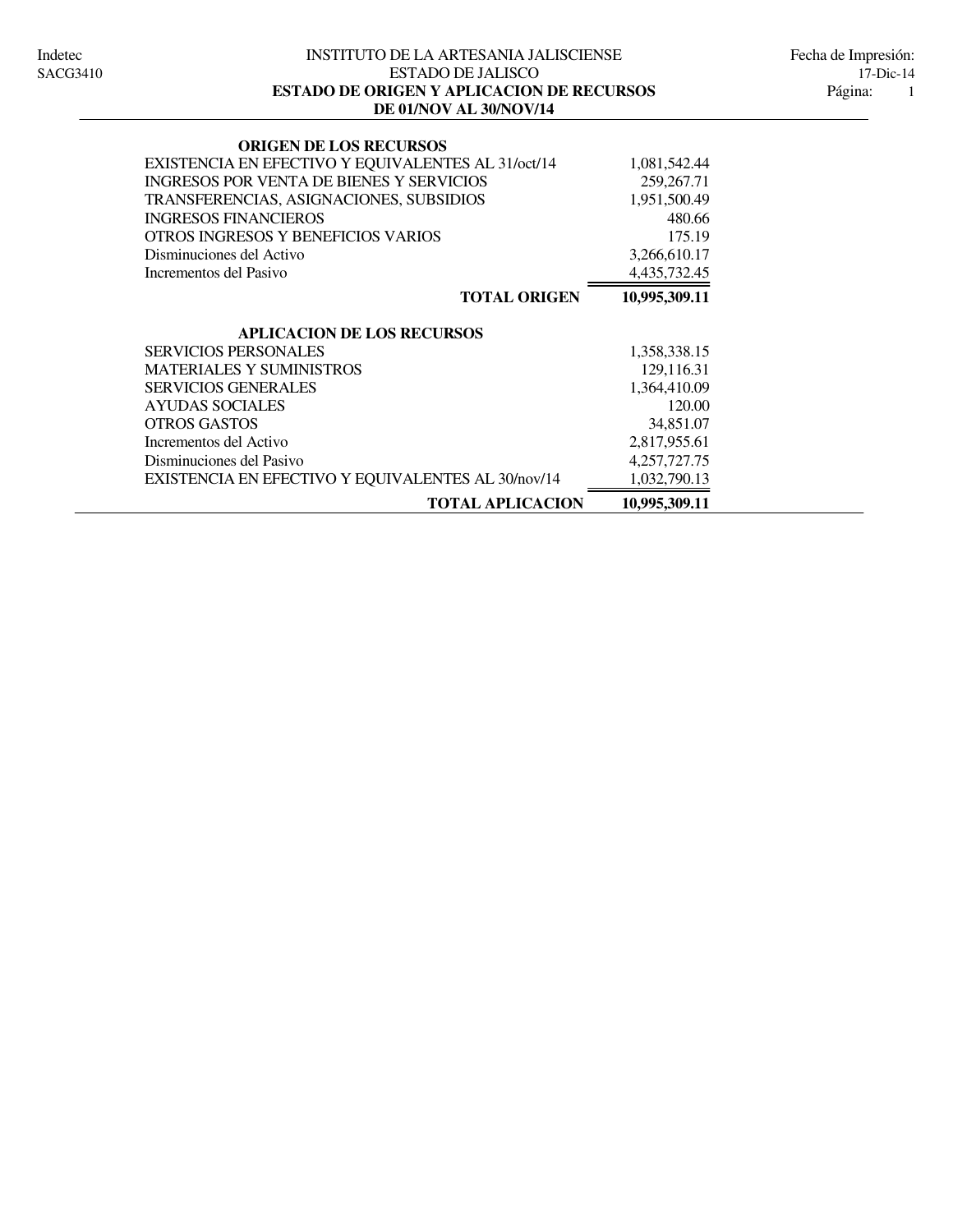INSTITUTO DE LA ARTESANIA JALISCIENSE
ESTADO DE JALISCO

**ESTADO DE ORIGEN Y APLICACION DE RECURSOS**
**DE 01/NOV AL 30/NOV/14**

| **ORIGEN DE LOS RECURSOS** | |
|---|---|
| EXISTENCIA EN EFECTIVO Y EQUIVALENTES AL 31/oct/14 | 1,081,542.44 |
| INGRESOS POR VENTA DE BIENES Y SERVICIOS | 259,267.71 |
| TRANSFERENCIAS, ASIGNACIONES, SUBSIDIOS | 1,951,500.49 |
| INGRESOS FINANCIEROS | 480.66 |
| OTROS INGRESOS Y BENEFICIOS VARIOS | 175.19 |
| Disminuciones del Activo | 3,266,610.17 |
| Incrementos del Pasivo | 4,435,732.45 |
| **TOTAL ORIGEN** | **10,995,309.11** |

| **APLICACION DE LOS RECURSOS** | |
|---|---|
| SERVICIOS PERSONALES | 1,358,338.15 |
| MATERIALES Y SUMINISTROS | 129,116.31 |
| SERVICIOS GENERALES | 1,364,410.09 |
| AYUDAS SOCIALES | 120.00 |
| OTROS GASTOS | 34,851.07 |
| Incrementos del Activo | 2,817,955.61 |
| Disminuciones del Pasivo | 4,257,727.75 |
| EXISTENCIA EN EFECTIVO Y EQUIVALENTES AL 30/nov/14 | 1,032,790.13 |
| **TOTAL APLICACION** | **10,995,309.11** |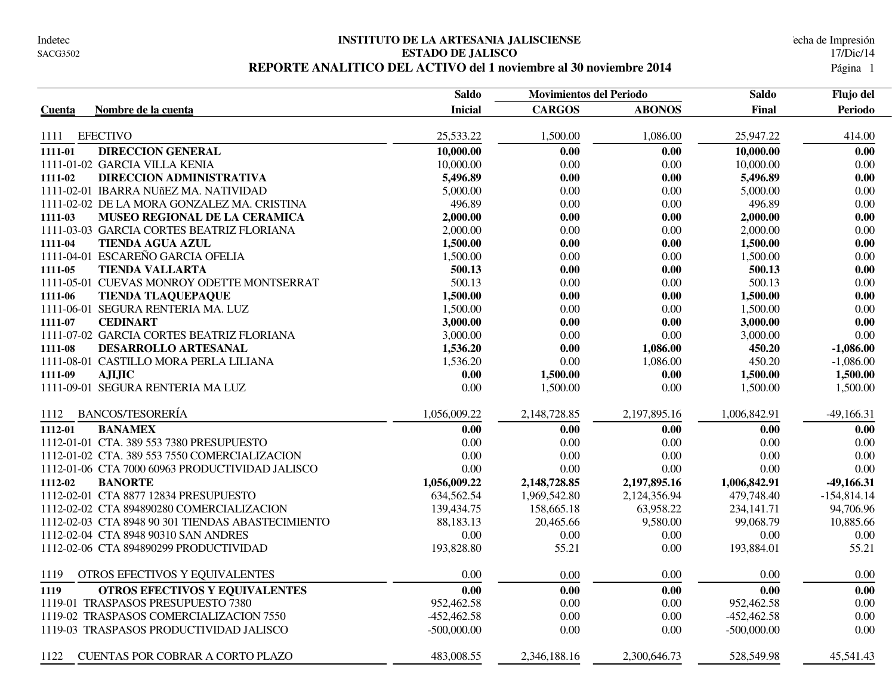Indetec
SACG3502

# INSTITUTO DE LA ARTESANIA JALISCIENSE
## ESTADO DE JALISCO
## REPORTE ANALITICO DEL ACTIVO del 1 noviembre al 30 noviembre 2014

Fecha de Impresión 17/Dic/14

| Cuenta | Nombre de la cuenta | Saldo Inicial | Movimientos del Periodo CARGOS | ABONOS | Saldo Final | Flujo del Periodo |
|---|---|---|---|---|---|---|
| 1111 | EFECTIVO | 25,533.22 | 1,500.00 | 1,086.00 | 25,947.22 | 414.00 |
| **1111-01** | **DIRECCION GENERAL** | **10,000.00** | **0.00** | **0.00** | **10,000.00** | **0.00** |
| 1111-01-02 | GARCIA VILLA KENIA | 10,000.00 | 0.00 | 0.00 | 10,000.00 | 0.00 |
| **1111-02** | **DIRECCION ADMINISTRATIVA** | **5,496.89** | **0.00** | **0.00** | **5,496.89** | **0.00** |
| 1111-02-01 | IBARRA NUñEZ MA. NATIVIDAD | 5,000.00 | 0.00 | 0.00 | 5,000.00 | 0.00 |
| 1111-02-02 | DE LA MORA GONZALEZ MA. CRISTINA | 496.89 | 0.00 | 0.00 | 496.89 | 0.00 |
| **1111-03** | **MUSEO REGIONAL DE LA CERAMICA** | **2,000.00** | **0.00** | **0.00** | **2,000.00** | **0.00** |
| 1111-03-03 | GARCIA CORTES BEATRIZ FLORIANA | 2,000.00 | 0.00 | 0.00 | 2,000.00 | 0.00 |
| **1111-04** | **TIENDA AGUA AZUL** | **1,500.00** | **0.00** | **0.00** | **1,500.00** | **0.00** |
| 1111-04-01 | ESCAREÑO GARCIA OFELIA | 1,500.00 | 0.00 | 0.00 | 1,500.00 | 0.00 |
| **1111-05** | **TIENDA VALLARTA** | **500.13** | **0.00** | **0.00** | **500.13** | **0.00** |
| 1111-05-01 | CUEVAS MONROY ODETTE MONTSERRAT | 500.13 | 0.00 | 0.00 | 500.13 | 0.00 |
| **1111-06** | **TIENDA TLAQUEPAQUE** | **1,500.00** | **0.00** | **0.00** | **1,500.00** | **0.00** |
| 1111-06-01 | SEGURA RENTERIA MA. LUZ | 1,500.00 | 0.00 | 0.00 | 1,500.00 | 0.00 |
| **1111-07** | **CEDINART** | **3,000.00** | **0.00** | **0.00** | **3,000.00** | **0.00** |
| 1111-07-02 | GARCIA CORTES BEATRIZ FLORIANA | 3,000.00 | 0.00 | 0.00 | 3,000.00 | 0.00 |
| **1111-08** | **DESARROLLO ARTESANAL** | **1,536.20** | **0.00** | **1,086.00** | **450.20** | **-1,086.00** |
| 1111-08-01 | CASTILLO MORA PERLA LILIANA | 1,536.20 | 0.00 | 1,086.00 | 450.20 | -1,086.00 |
| **1111-09** | **AJIJIC** | **0.00** | **1,500.00** | **0.00** | **1,500.00** | **1,500.00** |
| 1111-09-01 | SEGURA RENTERIA MA LUZ | 0.00 | 1,500.00 | 0.00 | 1,500.00 | 1,500.00 |
| 1112 | BANCOS/TESORERÍA | 1,056,009.22 | 2,148,728.85 | 2,197,895.16 | 1,006,842.91 | -49,166.31 |
| **1112-01** | **BANAMEX** | **0.00** | **0.00** | **0.00** | **0.00** | **0.00** |
| 1112-01-01 | CTA. 389 553 7380 PRESUPUESTO | 0.00 | 0.00 | 0.00 | 0.00 | 0.00 |
| 1112-01-02 | CTA. 389 553 7550 COMERCIALIZACION | 0.00 | 0.00 | 0.00 | 0.00 | 0.00 |
| 1112-01-06 | CTA 7000 60963 PRODUCTIVIDAD JALISCO | 0.00 | 0.00 | 0.00 | 0.00 | 0.00 |
| **1112-02** | **BANORTE** | **1,056,009.22** | **2,148,728.85** | **2,197,895.16** | **1,006,842.91** | **-49,166.31** |
| 1112-02-01 | CTA 8877 12834 PRESUPUESTO | 634,562.54 | 1,969,542.80 | 2,124,356.94 | 479,748.40 | -154,814.14 |
| 1112-02-02 | CTA 894890280 COMERCIALIZACION | 139,434.75 | 158,665.18 | 63,958.22 | 234,141.71 | 94,706.96 |
| 1112-02-03 | CTA 8948 90 301 TIENDAS ABASTECIMIENTO | 88,183.13 | 20,465.66 | 9,580.00 | 99,068.79 | 10,885.66 |
| 1112-02-04 | CTA 8948 90310 SAN ANDRES | 0.00 | 0.00 | 0.00 | 0.00 | 0.00 |
| 1112-02-06 | CTA 894890299 PRODUCTIVIDAD | 193,828.80 | 55.21 | 0.00 | 193,884.01 | 55.21 |
| 1119 | OTROS EFECTIVOS Y EQUIVALENTES | 0.00 | 0.00 | 0.00 | 0.00 | 0.00 |
| **1119** | **OTROS EFECTIVOS Y EQUIVALENTES** | **0.00** | **0.00** | **0.00** | **0.00** | **0.00** |
| 1119-01 | TRASPASOS PRESUPUESTO 7380 | 952,462.58 | 0.00 | 0.00 | 952,462.58 | 0.00 |
| 1119-02 | TRASPASOS COMERCIALIZACION 7550 | -452,462.58 | 0.00 | 0.00 | -452,462.58 | 0.00 |
| 1119-03 | TRASPASOS PRODUCTIVIDAD JALISCO | -500,000.00 | 0.00 | 0.00 | -500,000.00 | 0.00 |
| 1122 | CUENTAS POR COBRAR A CORTO PLAZO | 483,008.55 | 2,346,188.16 | 2,300,646.73 | 528,549.98 | 45,541.43 |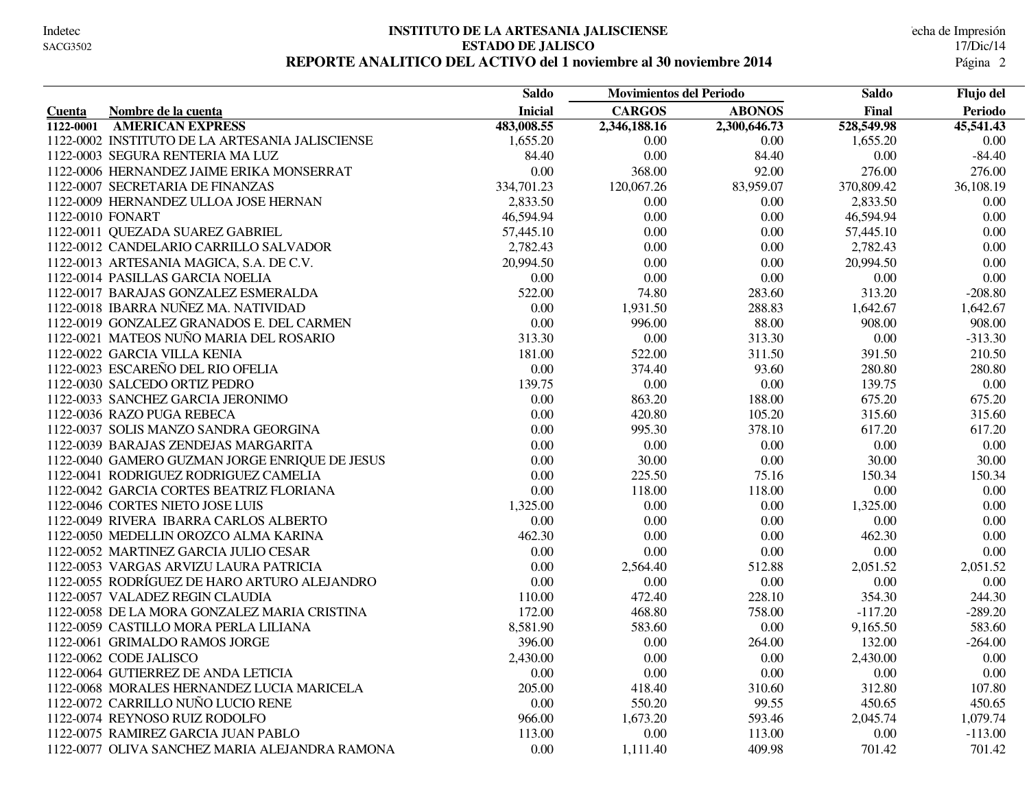# INSTITUTO DE LA ARTESANIA JALISCIENSE

## ESTADO DE JALISCO

## REPORTE ANALITICO DEL ACTIVO del 1 noviembre al 30 noviembre 2014

| Cuenta | Nombre de la cuenta | Saldo Inicial | Movimientos del Periodo CARGOS | ABONOS | Saldo Final | Flujo del Periodo |
|---|---|---|---|---|---|---|
| **1122-0001** | **AMERICAN EXPRESS** | **483,008.55** | **2,346,188.16** | **2,300,646.73** | **528,549.98** | **45,541.43** |
| 1122-0002 | INSTITUTO DE LA ARTESANIA JALISCIENSE | 1,655.20 | 0.00 | 0.00 | 1,655.20 | 0.00 |
| 1122-0003 | SEGURA RENTERIA MA LUZ | 84.40 | 0.00 | 84.40 | 0.00 | -84.40 |
| 1122-0006 | HERNANDEZ JAIME ERIKA MONSERRAT | 0.00 | 368.00 | 92.00 | 276.00 | 276.00 |
| 1122-0007 | SECRETARIA DE FINANZAS | 334,701.23 | 120,067.26 | 83,959.07 | 370,809.42 | 36,108.19 |
| 1122-0009 | HERNANDEZ ULLOA JOSE HERNAN | 2,833.50 | 0.00 | 0.00 | 2,833.50 | 0.00 |
| 1122-0010 | FONART | 46,594.94 | 0.00 | 0.00 | 46,594.94 | 0.00 |
| 1122-0011 | QUEZADA SUAREZ GABRIEL | 57,445.10 | 0.00 | 0.00 | 57,445.10 | 0.00 |
| 1122-0012 | CANDELARIO CARRILLO SALVADOR | 2,782.43 | 0.00 | 0.00 | 2,782.43 | 0.00 |
| 1122-0013 | ARTESANIA MAGICA, S.A. DE C.V. | 20,994.50 | 0.00 | 0.00 | 20,994.50 | 0.00 |
| 1122-0014 | PASILLAS GARCIA NOELIA | 0.00 | 0.00 | 0.00 | 0.00 | 0.00 |
| 1122-0017 | BARAJAS GONZALEZ ESMERALDA | 522.00 | 74.80 | 283.60 | 313.20 | -208.80 |
| 1122-0018 | IBARRA NUÑEZ MA. NATIVIDAD | 0.00 | 1,931.50 | 288.83 | 1,642.67 | 1,642.67 |
| 1122-0019 | GONZALEZ GRANADOS E. DEL CARMEN | 0.00 | 996.00 | 88.00 | 908.00 | 908.00 |
| 1122-0021 | MATEOS NUÑO MARIA DEL ROSARIO | 313.30 | 0.00 | 313.30 | 0.00 | -313.30 |
| 1122-0022 | GARCIA VILLA KENIA | 181.00 | 522.00 | 311.50 | 391.50 | 210.50 |
| 1122-0023 | ESCAREÑO DEL RIO OFELIA | 0.00 | 374.40 | 93.60 | 280.80 | 280.80 |
| 1122-0030 | SALCEDO ORTIZ PEDRO | 139.75 | 0.00 | 0.00 | 139.75 | 0.00 |
| 1122-0033 | SANCHEZ GARCIA JERONIMO | 0.00 | 863.20 | 188.00 | 675.20 | 675.20 |
| 1122-0036 | RAZO PUGA REBECA | 0.00 | 420.80 | 105.20 | 315.60 | 315.60 |
| 1122-0037 | SOLIS MANZO SANDRA GEORGINA | 0.00 | 995.30 | 378.10 | 617.20 | 617.20 |
| 1122-0039 | BARAJAS ZENDEJAS MARGARITA | 0.00 | 0.00 | 0.00 | 0.00 | 0.00 |
| 1122-0040 | GAMERO GUZMAN JORGE ENRIQUE DE JESUS | 0.00 | 30.00 | 0.00 | 30.00 | 30.00 |
| 1122-0041 | RODRIGUEZ RODRIGUEZ CAMELIA | 0.00 | 225.50 | 75.16 | 150.34 | 150.34 |
| 1122-0042 | GARCIA CORTES BEATRIZ FLORIANA | 0.00 | 118.00 | 118.00 | 0.00 | 0.00 |
| 1122-0046 | CORTES NIETO JOSE LUIS | 1,325.00 | 0.00 | 0.00 | 1,325.00 | 0.00 |
| 1122-0049 | RIVERA IBARRA CARLOS ALBERTO | 0.00 | 0.00 | 0.00 | 0.00 | 0.00 |
| 1122-0050 | MEDELLIN OROZCO ALMA KARINA | 462.30 | 0.00 | 0.00 | 462.30 | 0.00 |
| 1122-0052 | MARTINEZ GARCIA JULIO CESAR | 0.00 | 0.00 | 0.00 | 0.00 | 0.00 |
| 1122-0053 | VARGAS ARVIZU LAURA PATRICIA | 0.00 | 2,564.40 | 512.88 | 2,051.52 | 2,051.52 |
| 1122-0055 | RODRÍGUEZ DE HARO ARTURO ALEJANDRO | 0.00 | 0.00 | 0.00 | 0.00 | 0.00 |
| 1122-0057 | VALADEZ REGIN CLAUDIA | 110.00 | 472.40 | 228.10 | 354.30 | 244.30 |
| 1122-0058 | DE LA MORA GONZALEZ MARIA CRISTINA | 172.00 | 468.80 | 758.00 | -117.20 | -289.20 |
| 1122-0059 | CASTILLO MORA PERLA LILIANA | 8,581.90 | 583.60 | 0.00 | 9,165.50 | 583.60 |
| 1122-0061 | GRIMALDO RAMOS JORGE | 396.00 | 0.00 | 264.00 | 132.00 | -264.00 |
| 1122-0062 | CODE JALISCO | 2,430.00 | 0.00 | 0.00 | 2,430.00 | 0.00 |
| 1122-0064 | GUTIERREZ DE ANDA LETICIA | 0.00 | 0.00 | 0.00 | 0.00 | 0.00 |
| 1122-0068 | MORALES HERNANDEZ LUCIA MARICELA | 205.00 | 418.40 | 310.60 | 312.80 | 107.80 |
| 1122-0072 | CARRILLO NUÑO LUCIO RENE | 0.00 | 550.20 | 99.55 | 450.65 | 450.65 |
| 1122-0074 | REYNOSO RUIZ RODOLFO | 966.00 | 1,673.20 | 593.46 | 2,045.74 | 1,079.74 |
| 1122-0075 | RAMIREZ GARCIA JUAN PABLO | 113.00 | 0.00 | 113.00 | 0.00 | -113.00 |
| 1122-0077 | OLIVA SANCHEZ MARIA ALEJANDRA RAMONA | 0.00 | 1,111.40 | 409.98 | 701.42 | 701.42 |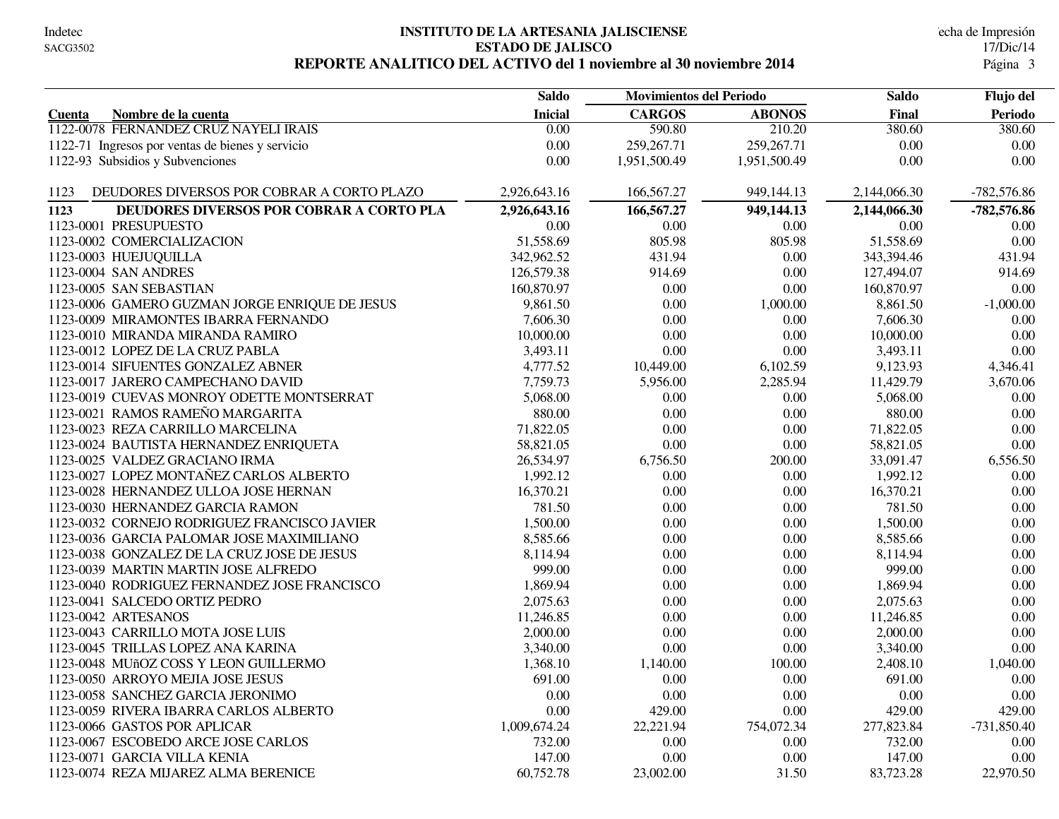# INSTITUTO DE LA ARTESANIA JALISCIENSE
## ESTADO DE JALISCO
## REPORTE ANALITICO DEL ACTIVO del 1 noviembre al 30 noviembre 2014

| Cuenta | Nombre de la cuenta | Saldo Inicial | Movimientos del Periodo CARGOS | ABONOS | Saldo Final | Flujo del Periodo |
|---|---|---|---|---|---|---|
| 1122-0078 | FERNANDEZ CRUZ NAYELI IRAIS | 0.00 | 590.80 | 210.20 | 380.60 | 380.60 |
| 1122-71 | Ingresos por ventas de bienes y servicio | 0.00 | 259,267.71 | 259,267.71 | 0.00 | 0.00 |
| 1122-93 | Subsidios y Subvenciones | 0.00 | 1,951,500.49 | 1,951,500.49 | 0.00 | 0.00 |
| 1123 | DEUDORES DIVERSOS POR COBRAR A CORTO PLAZO | 2,926,643.16 | 166,567.27 | 949,144.13 | 2,144,066.30 | -782,576.86 |
| **1123** | **DEUDORES DIVERSOS POR COBRAR A CORTO PLA** | **2,926,643.16** | **166,567.27** | **949,144.13** | **2,144,066.30** | **-782,576.86** |
| 1123-0001 | PRESUPUESTO | 0.00 | 0.00 | 0.00 | 0.00 | 0.00 |
| 1123-0002 | COMERCIALIZACION | 51,558.69 | 805.98 | 805.98 | 51,558.69 | 0.00 |
| 1123-0003 | HUEJUQUILLA | 342,962.52 | 431.94 | 0.00 | 343,394.46 | 431.94 |
| 1123-0004 | SAN ANDRES | 126,579.38 | 914.69 | 0.00 | 127,494.07 | 914.69 |
| 1123-0005 | SAN SEBASTIAN | 160,870.97 | 0.00 | 0.00 | 160,870.97 | 0.00 |
| 1123-0006 | GAMERO GUZMAN JORGE ENRIQUE DE JESUS | 9,861.50 | 0.00 | 1,000.00 | 8,861.50 | -1,000.00 |
| 1123-0009 | MIRAMONTES IBARRA FERNANDO | 7,606.30 | 0.00 | 0.00 | 7,606.30 | 0.00 |
| 1123-0010 | MIRANDA MIRANDA RAMIRO | 10,000.00 | 0.00 | 0.00 | 10,000.00 | 0.00 |
| 1123-0012 | LOPEZ DE LA CRUZ PABLA | 3,493.11 | 0.00 | 0.00 | 3,493.11 | 0.00 |
| 1123-0014 | SIFUENTES GONZALEZ ABNER | 4,777.52 | 10,449.00 | 6,102.59 | 9,123.93 | 4,346.41 |
| 1123-0017 | JARERO CAMPECHANO DAVID | 7,759.73 | 5,956.00 | 2,285.94 | 11,429.79 | 3,670.06 |
| 1123-0019 | CUEVAS MONROY ODETTE MONTSERRAT | 5,068.00 | 0.00 | 0.00 | 5,068.00 | 0.00 |
| 1123-0021 | RAMOS RAMEÑO MARGARITA | 880.00 | 0.00 | 0.00 | 880.00 | 0.00 |
| 1123-0023 | REZA CARRILLO MARCELINA | 71,822.05 | 0.00 | 0.00 | 71,822.05 | 0.00 |
| 1123-0024 | BAUTISTA HERNANDEZ ENRIQUETA | 58,821.05 | 0.00 | 0.00 | 58,821.05 | 0.00 |
| 1123-0025 | VALDEZ GRACIANO IRMA | 26,534.97 | 6,756.50 | 200.00 | 33,091.47 | 6,556.50 |
| 1123-0027 | LOPEZ MONTAÑEZ CARLOS ALBERTO | 1,992.12 | 0.00 | 0.00 | 1,992.12 | 0.00 |
| 1123-0028 | HERNANDEZ ULLOA JOSE HERNAN | 16,370.21 | 0.00 | 0.00 | 16,370.21 | 0.00 |
| 1123-0030 | HERNANDEZ GARCIA RAMON | 781.50 | 0.00 | 0.00 | 781.50 | 0.00 |
| 1123-0032 | CORNEJO RODRIGUEZ FRANCISCO JAVIER | 1,500.00 | 0.00 | 0.00 | 1,500.00 | 0.00 |
| 1123-0036 | GARCIA PALOMAR JOSE MAXIMILIANO | 8,585.66 | 0.00 | 0.00 | 8,585.66 | 0.00 |
| 1123-0038 | GONZALEZ DE LA CRUZ JOSE DE JESUS | 8,114.94 | 0.00 | 0.00 | 8,114.94 | 0.00 |
| 1123-0039 | MARTIN MARTIN JOSE ALFREDO | 999.00 | 0.00 | 0.00 | 999.00 | 0.00 |
| 1123-0040 | RODRIGUEZ FERNANDEZ JOSE FRANCISCO | 1,869.94 | 0.00 | 0.00 | 1,869.94 | 0.00 |
| 1123-0041 | SALCEDO ORTIZ PEDRO | 2,075.63 | 0.00 | 0.00 | 2,075.63 | 0.00 |
| 1123-0042 | ARTESANOS | 11,246.85 | 0.00 | 0.00 | 11,246.85 | 0.00 |
| 1123-0043 | CARRILLO MOTA JOSE LUIS | 2,000.00 | 0.00 | 0.00 | 2,000.00 | 0.00 |
| 1123-0045 | TRILLAS LOPEZ ANA KARINA | 3,340.00 | 0.00 | 0.00 | 3,340.00 | 0.00 |
| 1123-0048 | MUñOZ COSS Y LEON GUILLERMO | 1,368.10 | 1,140.00 | 100.00 | 2,408.10 | 1,040.00 |
| 1123-0050 | ARROYO MEJIA JOSE JESUS | 691.00 | 0.00 | 0.00 | 691.00 | 0.00 |
| 1123-0058 | SANCHEZ GARCIA JERONIMO | 0.00 | 0.00 | 0.00 | 0.00 | 0.00 |
| 1123-0059 | RIVERA IBARRA CARLOS ALBERTO | 0.00 | 429.00 | 0.00 | 429.00 | 429.00 |
| 1123-0066 | GASTOS POR APLICAR | 1,009,674.24 | 22,221.94 | 754,072.34 | 277,823.84 | -731,850.40 |
| 1123-0067 | ESCOBEDO ARCE JOSE CARLOS | 732.00 | 0.00 | 0.00 | 732.00 | 0.00 |
| 1123-0071 | GARCIA VILLA KENIA | 147.00 | 0.00 | 0.00 | 147.00 | 0.00 |
| 1123-0074 | REZA MIJAREZ ALMA BERENICE | 60,752.78 | 23,002.00 | 31.50 | 83,723.28 | 22,970.50 |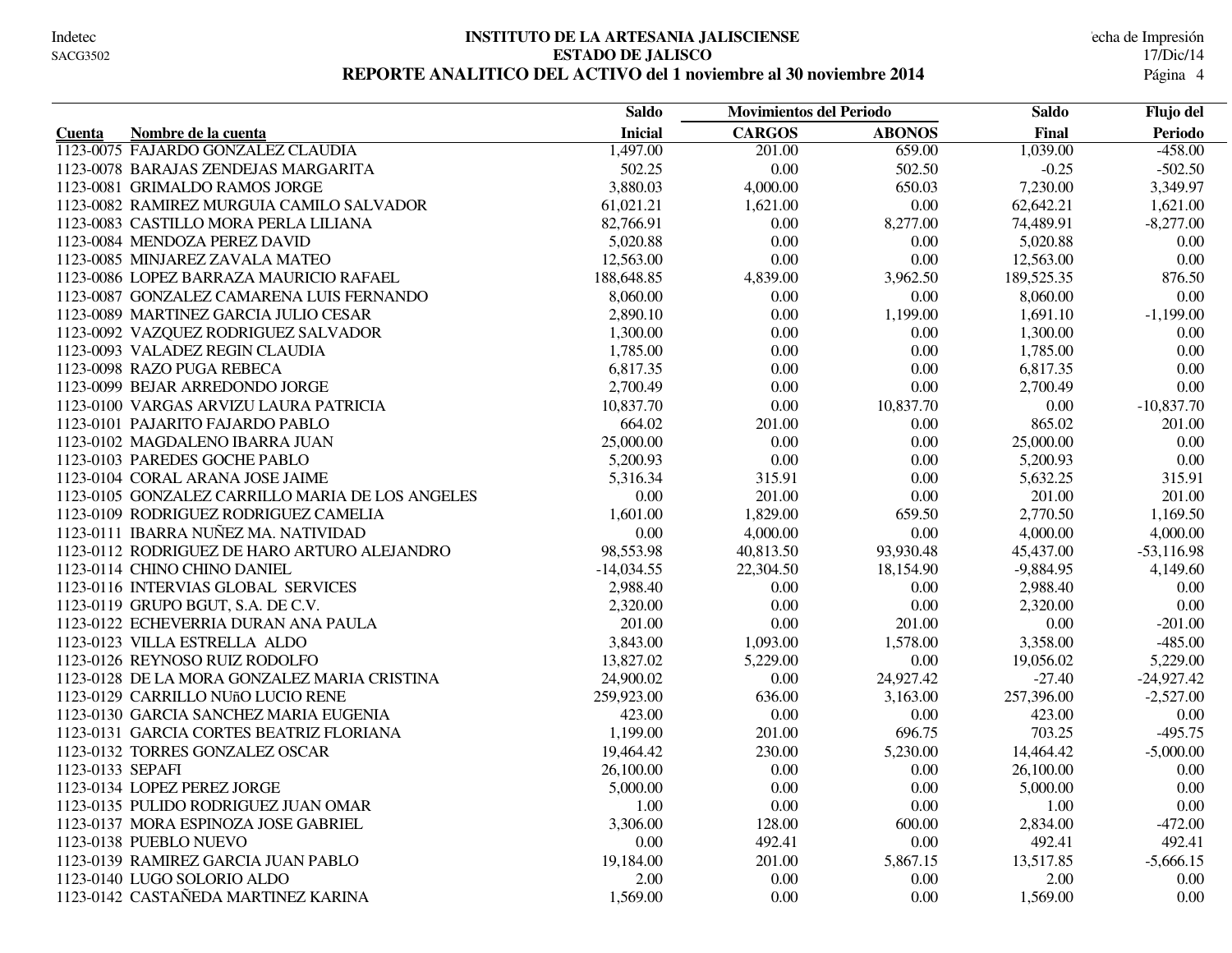# INSTITUTO DE LA ARTESANIA JALISCIENSE
## ESTADO DE JALISCO
### REPORTE ANALITICO DEL ACTIVO del 1 noviembre al 30 noviembre 2014

| Cuenta | Nombre de la cuenta | Saldo Inicial | Movimientos del Periodo CARGOS | Movimientos del Periodo ABONOS | Saldo Final | Flujo del Periodo |
|---|---|---|---|---|---|---|
| 1123-0075 | FAJARDO GONZALEZ CLAUDIA | 1,497.00 | 201.00 | 659.00 | 1,039.00 | -458.00 |
| 1123-0078 | BARAJAS ZENDEJAS MARGARITA | 502.25 | 0.00 | 502.50 | -0.25 | -502.50 |
| 1123-0081 | GRIMALDO RAMOS JORGE | 3,880.03 | 4,000.00 | 650.03 | 7,230.00 | 3,349.97 |
| 1123-0082 | RAMIREZ MURGUIA CAMILO SALVADOR | 61,021.21 | 1,621.00 | 0.00 | 62,642.21 | 1,621.00 |
| 1123-0083 | CASTILLO MORA PERLA LILIANA | 82,766.91 | 0.00 | 8,277.00 | 74,489.91 | -8,277.00 |
| 1123-0084 | MENDOZA PEREZ DAVID | 5,020.88 | 0.00 | 0.00 | 5,020.88 | 0.00 |
| 1123-0085 | MINJAREZ ZAVALA MATEO | 12,563.00 | 0.00 | 0.00 | 12,563.00 | 0.00 |
| 1123-0086 | LOPEZ BARRAZA MAURICIO RAFAEL | 188,648.85 | 4,839.00 | 3,962.50 | 189,525.35 | 876.50 |
| 1123-0087 | GONZALEZ CAMARENA LUIS FERNANDO | 8,060.00 | 0.00 | 0.00 | 8,060.00 | 0.00 |
| 1123-0089 | MARTINEZ GARCIA JULIO CESAR | 2,890.10 | 0.00 | 1,199.00 | 1,691.10 | -1,199.00 |
| 1123-0092 | VAZQUEZ RODRIGUEZ SALVADOR | 1,300.00 | 0.00 | 0.00 | 1,300.00 | 0.00 |
| 1123-0093 | VALADEZ REGIN CLAUDIA | 1,785.00 | 0.00 | 0.00 | 1,785.00 | 0.00 |
| 1123-0098 | RAZO PUGA REBECA | 6,817.35 | 0.00 | 0.00 | 6,817.35 | 0.00 |
| 1123-0099 | BEJAR ARREDONDO JORGE | 2,700.49 | 0.00 | 0.00 | 2,700.49 | 0.00 |
| 1123-0100 | VARGAS ARVIZU LAURA PATRICIA | 10,837.70 | 0.00 | 10,837.70 | 0.00 | -10,837.70 |
| 1123-0101 | PAJARITO FAJARDO PABLO | 664.02 | 201.00 | 0.00 | 865.02 | 201.00 |
| 1123-0102 | MAGDALENO IBARRA JUAN | 25,000.00 | 0.00 | 0.00 | 25,000.00 | 0.00 |
| 1123-0103 | PAREDES GOCHE PABLO | 5,200.93 | 0.00 | 0.00 | 5,200.93 | 0.00 |
| 1123-0104 | CORAL ARANA JOSE JAIME | 5,316.34 | 315.91 | 0.00 | 5,632.25 | 315.91 |
| 1123-0105 | GONZALEZ CARRILLO MARIA DE LOS ANGELES | 0.00 | 201.00 | 0.00 | 201.00 | 201.00 |
| 1123-0109 | RODRIGUEZ RODRIGUEZ CAMELIA | 1,601.00 | 1,829.00 | 659.50 | 2,770.50 | 1,169.50 |
| 1123-0111 | IBARRA NUÑEZ MA. NATIVIDAD | 0.00 | 4,000.00 | 0.00 | 4,000.00 | 4,000.00 |
| 1123-0112 | RODRIGUEZ DE HARO ARTURO ALEJANDRO | 98,553.98 | 40,813.50 | 93,930.48 | 45,437.00 | -53,116.98 |
| 1123-0114 | CHINO CHINO DANIEL | -14,034.55 | 22,304.50 | 18,154.90 | -9,884.95 | 4,149.60 |
| 1123-0116 | INTERVIAS GLOBAL SERVICES | 2,988.40 | 0.00 | 0.00 | 2,988.40 | 0.00 |
| 1123-0119 | GRUPO BGUT, S.A. DE C.V. | 2,320.00 | 0.00 | 0.00 | 2,320.00 | 0.00 |
| 1123-0122 | ECHEVERRIA DURAN ANA PAULA | 201.00 | 0.00 | 201.00 | 0.00 | -201.00 |
| 1123-0123 | VILLA ESTRELLA ALDO | 3,843.00 | 1,093.00 | 1,578.00 | 3,358.00 | -485.00 |
| 1123-0126 | REYNOSO RUIZ RODOLFO | 13,827.02 | 5,229.00 | 0.00 | 19,056.02 | 5,229.00 |
| 1123-0128 | DE LA MORA GONZALEZ MARIA CRISTINA | 24,900.02 | 0.00 | 24,927.42 | -27.40 | -24,927.42 |
| 1123-0129 | CARRILLO NUñO LUCIO RENE | 259,923.00 | 636.00 | 3,163.00 | 257,396.00 | -2,527.00 |
| 1123-0130 | GARCIA SANCHEZ MARIA EUGENIA | 423.00 | 0.00 | 0.00 | 423.00 | 0.00 |
| 1123-0131 | GARCIA CORTES BEATRIZ FLORIANA | 1,199.00 | 201.00 | 696.75 | 703.25 | -495.75 |
| 1123-0132 | TORRES GONZALEZ OSCAR | 19,464.42 | 230.00 | 5,230.00 | 14,464.42 | -5,000.00 |
| 1123-0133 | SEPAFI | 26,100.00 | 0.00 | 0.00 | 26,100.00 | 0.00 |
| 1123-0134 | LOPEZ PEREZ JORGE | 5,000.00 | 0.00 | 0.00 | 5,000.00 | 0.00 |
| 1123-0135 | PULIDO RODRIGUEZ JUAN OMAR | 1.00 | 0.00 | 0.00 | 1.00 | 0.00 |
| 1123-0137 | MORA ESPINOZA JOSE GABRIEL | 3,306.00 | 128.00 | 600.00 | 2,834.00 | -472.00 |
| 1123-0138 | PUEBLO NUEVO | 0.00 | 492.41 | 0.00 | 492.41 | 492.41 |
| 1123-0139 | RAMIREZ GARCIA JUAN PABLO | 19,184.00 | 201.00 | 5,867.15 | 13,517.85 | -5,666.15 |
| 1123-0140 | LUGO SOLORIO ALDO | 2.00 | 0.00 | 0.00 | 2.00 | 0.00 |
| 1123-0142 | CASTAÑEDA MARTINEZ KARINA | 1,569.00 | 0.00 | 0.00 | 1,569.00 | 0.00 |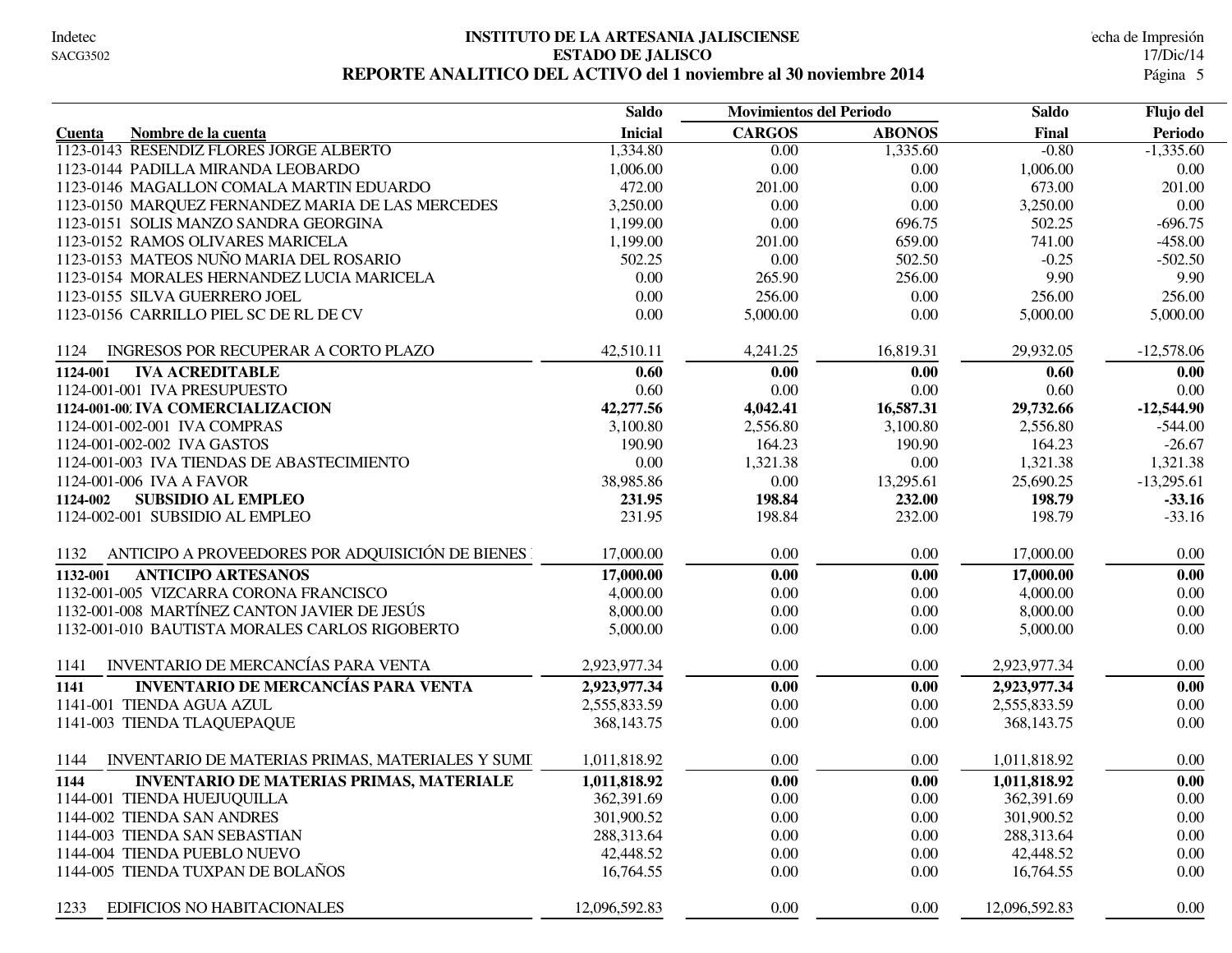# INSTITUTO DE LA ARTESANIA JALISCIENSE
## ESTADO DE JALISCO
## REPORTE ANALITICO DEL ACTIVO del 1 noviembre al 30 noviembre 2014

| Cuenta | Nombre de la cuenta | Saldo Inicial | Movimientos del Periodo CARGOS | ABONOS | Saldo Final | Flujo del Periodo |
|---|---|---|---|---|---|---|
| 1123-0143 | RESENDIZ FLORES JORGE ALBERTO | 1,334.80 | 0.00 | 1,335.60 | -0.80 | -1,335.60 |
| 1123-0144 | PADILLA MIRANDA LEOBARDO | 1,006.00 | 0.00 | 0.00 | 1,006.00 | 0.00 |
| 1123-0146 | MAGALLON COMALA MARTIN EDUARDO | 472.00 | 201.00 | 0.00 | 673.00 | 201.00 |
| 1123-0150 | MARQUEZ FERNANDEZ MARIA DE LAS MERCEDES | 3,250.00 | 0.00 | 0.00 | 3,250.00 | 0.00 |
| 1123-0151 | SOLIS MANZO SANDRA GEORGINA | 1,199.00 | 0.00 | 696.75 | 502.25 | -696.75 |
| 1123-0152 | RAMOS OLIVARES MARICELA | 1,199.00 | 201.00 | 659.00 | 741.00 | -458.00 |
| 1123-0153 | MATEOS NUÑO MARIA DEL ROSARIO | 502.25 | 0.00 | 502.50 | -0.25 | -502.50 |
| 1123-0154 | MORALES HERNANDEZ LUCIA MARICELA | 0.00 | 265.90 | 256.00 | 9.90 | 9.90 |
| 1123-0155 | SILVA GUERRERO JOEL | 0.00 | 256.00 | 0.00 | 256.00 | 256.00 |
| 1123-0156 | CARRILLO PIEL SC DE RL DE CV | 0.00 | 5,000.00 | 0.00 | 5,000.00 | 5,000.00 |
| 1124 | INGRESOS POR RECUPERAR A CORTO PLAZO | 42,510.11 | 4,241.25 | 16,819.31 | 29,932.05 | -12,578.06 |
| **1124-001** | **IVA ACREDITABLE** | **0.60** | **0.00** | **0.00** | **0.60** | **0.00** |
| 1124-001-001 | IVA PRESUPUESTO | 0.60 | 0.00 | 0.00 | 0.60 | 0.00 |
| **1124-001-002** | **IVA COMERCIALIZACION** | **42,277.56** | **4,042.41** | **16,587.31** | **29,732.66** | **-12,544.90** |
| 1124-001-002-001 | IVA COMPRAS | 3,100.80 | 2,556.80 | 3,100.80 | 2,556.80 | -544.00 |
| 1124-001-002-002 | IVA GASTOS | 190.90 | 164.23 | 190.90 | 164.23 | -26.67 |
| 1124-001-003 | IVA TIENDAS DE ABASTECIMIENTO | 0.00 | 1,321.38 | 0.00 | 1,321.38 | 1,321.38 |
| 1124-001-006 | IVA A FAVOR | 38,985.86 | 0.00 | 13,295.61 | 25,690.25 | -13,295.61 |
| **1124-002** | **SUBSIDIO AL EMPLEO** | **231.95** | **198.84** | **232.00** | **198.79** | **-33.16** |
| 1124-002-001 | SUBSIDIO AL EMPLEO | 231.95 | 198.84 | 232.00 | 198.79 | -33.16 |
| 1132 | ANTICIPO A PROVEEDORES POR ADQUISICIÓN DE BIENES | 17,000.00 | 0.00 | 0.00 | 17,000.00 | 0.00 |
| **1132-001** | **ANTICIPO ARTESANOS** | **17,000.00** | **0.00** | **0.00** | **17,000.00** | **0.00** |
| 1132-001-005 | VIZCARRA CORONA FRANCISCO | 4,000.00 | 0.00 | 0.00 | 4,000.00 | 0.00 |
| 1132-001-008 | MARTÍNEZ CANTON JAVIER DE JESÚS | 8,000.00 | 0.00 | 0.00 | 8,000.00 | 0.00 |
| 1132-001-010 | BAUTISTA MORALES CARLOS RIGOBERTO | 5,000.00 | 0.00 | 0.00 | 5,000.00 | 0.00 |
| 1141 | INVENTARIO DE MERCANCÍAS PARA VENTA | 2,923,977.34 | 0.00 | 0.00 | 2,923,977.34 | 0.00 |
| **1141** | **INVENTARIO DE MERCANCÍAS PARA VENTA** | **2,923,977.34** | **0.00** | **0.00** | **2,923,977.34** | **0.00** |
| 1141-001 | TIENDA AGUA AZUL | 2,555,833.59 | 0.00 | 0.00 | 2,555,833.59 | 0.00 |
| 1141-003 | TIENDA TLAQUEPAQUE | 368,143.75 | 0.00 | 0.00 | 368,143.75 | 0.00 |
| 1144 | INVENTARIO DE MATERIAS PRIMAS, MATERIALES Y SUMI | 1,011,818.92 | 0.00 | 0.00 | 1,011,818.92 | 0.00 |
| **1144** | **INVENTARIO DE MATERIAS PRIMAS, MATERIALE** | **1,011,818.92** | **0.00** | **0.00** | **1,011,818.92** | **0.00** |
| 1144-001 | TIENDA HUEJUQUILLA | 362,391.69 | 0.00 | 0.00 | 362,391.69 | 0.00 |
| 1144-002 | TIENDA SAN ANDRES | 301,900.52 | 0.00 | 0.00 | 301,900.52 | 0.00 |
| 1144-003 | TIENDA SAN SEBASTIAN | 288,313.64 | 0.00 | 0.00 | 288,313.64 | 0.00 |
| 1144-004 | TIENDA PUEBLO NUEVO | 42,448.52 | 0.00 | 0.00 | 42,448.52 | 0.00 |
| 1144-005 | TIENDA TUXPAN DE BOLAÑOS | 16,764.55 | 0.00 | 0.00 | 16,764.55 | 0.00 |
| 1233 | EDIFICIOS NO HABITACIONALES | 12,096,592.83 | 0.00 | 0.00 | 12,096,592.83 | 0.00 |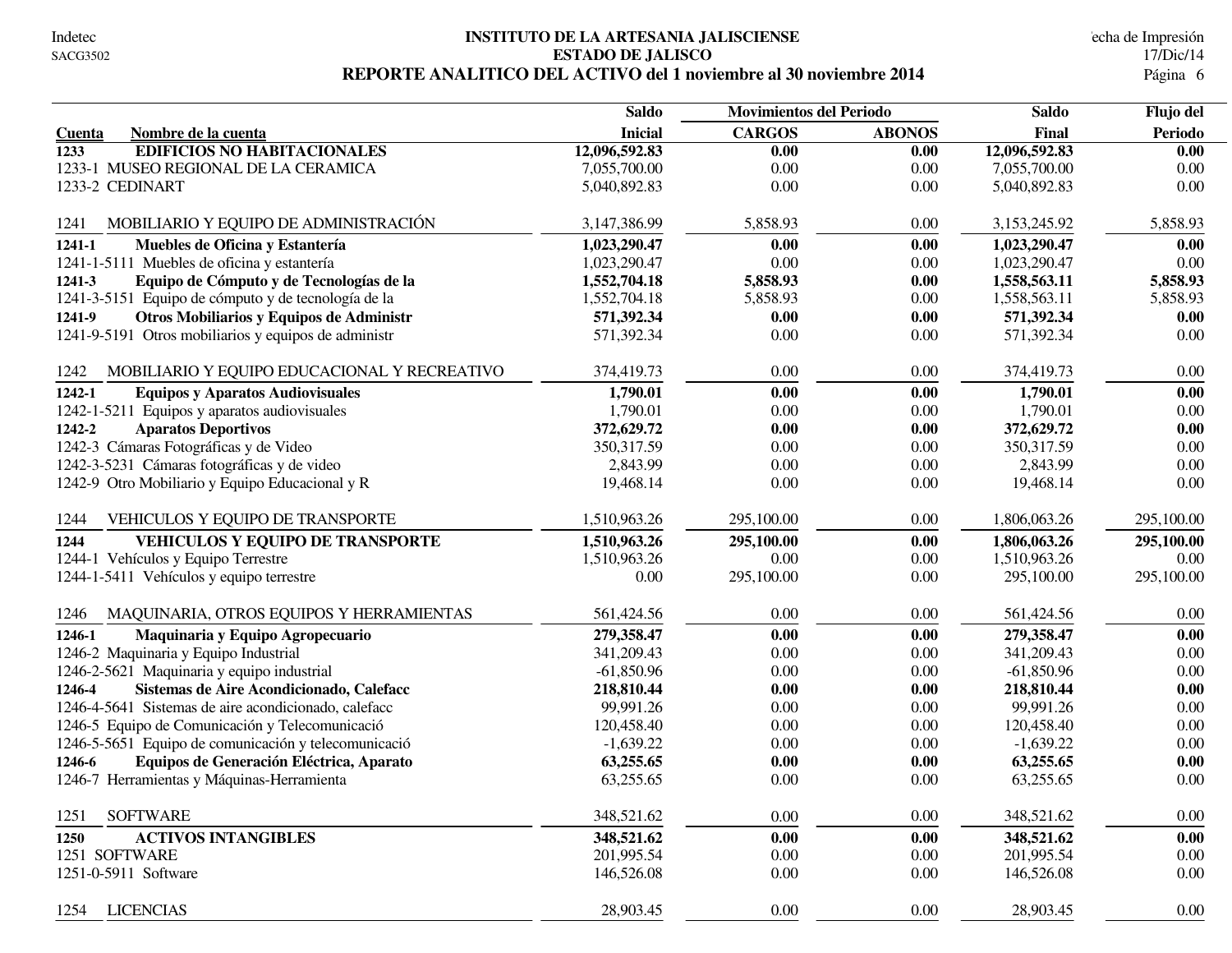# INSTITUTO DE LA ARTESANIA JALISCIENSE

## ESTADO DE JALISCO

## REPORTE ANALITICO DEL ACTIVO del 1 noviembre al 30 noviembre 2014

| Cuenta | Nombre de la cuenta | Saldo Inicial | Movimientos del Periodo CARGOS | ABONOS | Saldo Final | Flujo del Periodo |
|---|---|---|---|---|---|---|
| **1233** | **EDIFICIOS NO HABITACIONALES** | **12,096,592.83** | **0.00** | **0.00** | **12,096,592.83** | **0.00** |
| 1233-1 | MUSEO REGIONAL DE LA CERAMICA | 7,055,700.00 | 0.00 | 0.00 | 7,055,700.00 | 0.00 |
| 1233-2 | CEDINART | 5,040,892.83 | 0.00 | 0.00 | 5,040,892.83 | 0.00 |
| 1241 | MOBILIARIO Y EQUIPO DE ADMINISTRACIÓN | 3,147,386.99 | 5,858.93 | 0.00 | 3,153,245.92 | 5,858.93 |
| **1241-1** | **Muebles de Oficina y Estantería** | **1,023,290.47** | **0.00** | **0.00** | **1,023,290.47** | **0.00** |
| 1241-1-5111 | Muebles de oficina y estantería | 1,023,290.47 | 0.00 | 0.00 | 1,023,290.47 | 0.00 |
| **1241-3** | **Equipo de Cómputo y de Tecnologías de la** | **1,552,704.18** | **5,858.93** | **0.00** | **1,558,563.11** | **5,858.93** |
| 1241-3-5151 | Equipo de cómputo y de tecnología de la | 1,552,704.18 | 5,858.93 | 0.00 | 1,558,563.11 | 5,858.93 |
| **1241-9** | **Otros Mobiliarios y Equipos de Administr** | **571,392.34** | **0.00** | **0.00** | **571,392.34** | **0.00** |
| 1241-9-5191 | Otros mobiliarios y equipos de administr | 571,392.34 | 0.00 | 0.00 | 571,392.34 | 0.00 |
| 1242 | MOBILIARIO Y EQUIPO EDUCACIONAL Y RECREATIVO | 374,419.73 | 0.00 | 0.00 | 374,419.73 | 0.00 |
| **1242-1** | **Equipos y Aparatos Audiovisuales** | **1,790.01** | **0.00** | **0.00** | **1,790.01** | **0.00** |
| 1242-1-5211 | Equipos y aparatos audiovisuales | 1,790.01 | 0.00 | 0.00 | 1,790.01 | 0.00 |
| **1242-2** | **Aparatos Deportivos** | **372,629.72** | **0.00** | **0.00** | **372,629.72** | **0.00** |
| 1242-3 | Cámaras Fotográficas y de Video | 350,317.59 | 0.00 | 0.00 | 350,317.59 | 0.00 |
| 1242-3-5231 | Cámaras fotográficas y de video | 2,843.99 | 0.00 | 0.00 | 2,843.99 | 0.00 |
| 1242-9 | Otro Mobiliario y Equipo Educacional y R | 19,468.14 | 0.00 | 0.00 | 19,468.14 | 0.00 |
| 1244 | VEHICULOS Y EQUIPO DE TRANSPORTE | 1,510,963.26 | 295,100.00 | 0.00 | 1,806,063.26 | 295,100.00 |
| **1244** | **VEHICULOS Y EQUIPO DE TRANSPORTE** | **1,510,963.26** | **295,100.00** | **0.00** | **1,806,063.26** | **295,100.00** |
| 1244-1 | Vehículos y Equipo Terrestre | 1,510,963.26 | 0.00 | 0.00 | 1,510,963.26 | 0.00 |
| 1244-1-5411 | Vehículos y equipo terrestre | 0.00 | 295,100.00 | 0.00 | 295,100.00 | 295,100.00 |
| 1246 | MAQUINARIA, OTROS EQUIPOS Y HERRAMIENTAS | 561,424.56 | 0.00 | 0.00 | 561,424.56 | 0.00 |
| **1246-1** | **Maquinaria y Equipo Agropecuario** | **279,358.47** | **0.00** | **0.00** | **279,358.47** | **0.00** |
| 1246-2 | Maquinaria y Equipo Industrial | 341,209.43 | 0.00 | 0.00 | 341,209.43 | 0.00 |
| 1246-2-5621 | Maquinaria y equipo industrial | -61,850.96 | 0.00 | 0.00 | -61,850.96 | 0.00 |
| **1246-4** | **Sistemas de Aire Acondicionado, Calefacc** | **218,810.44** | **0.00** | **0.00** | **218,810.44** | **0.00** |
| 1246-4-5641 | Sistemas de aire acondicionado, calefacc | 99,991.26 | 0.00 | 0.00 | 99,991.26 | 0.00 |
| 1246-5 | Equipo de Comunicación y Telecomunicació | 120,458.40 | 0.00 | 0.00 | 120,458.40 | 0.00 |
| 1246-5-5651 | Equipo de comunicación y telecomunicació | -1,639.22 | 0.00 | 0.00 | -1,639.22 | 0.00 |
| **1246-6** | **Equipos de Generación Eléctrica, Aparato** | **63,255.65** | **0.00** | **0.00** | **63,255.65** | **0.00** |
| 1246-7 | Herramientas y Máquinas-Herramienta | 63,255.65 | 0.00 | 0.00 | 63,255.65 | 0.00 |
| 1251 | SOFTWARE | 348,521.62 | 0.00 | 0.00 | 348,521.62 | 0.00 |
| **1250** | **ACTIVOS INTANGIBLES** | **348,521.62** | **0.00** | **0.00** | **348,521.62** | **0.00** |
| 1251 | SOFTWARE | 201,995.54 | 0.00 | 0.00 | 201,995.54 | 0.00 |
| 1251-0-5911 | Software | 146,526.08 | 0.00 | 0.00 | 146,526.08 | 0.00 |
| 1254 | LICENCIAS | 28,903.45 | 0.00 | 0.00 | 28,903.45 | 0.00 |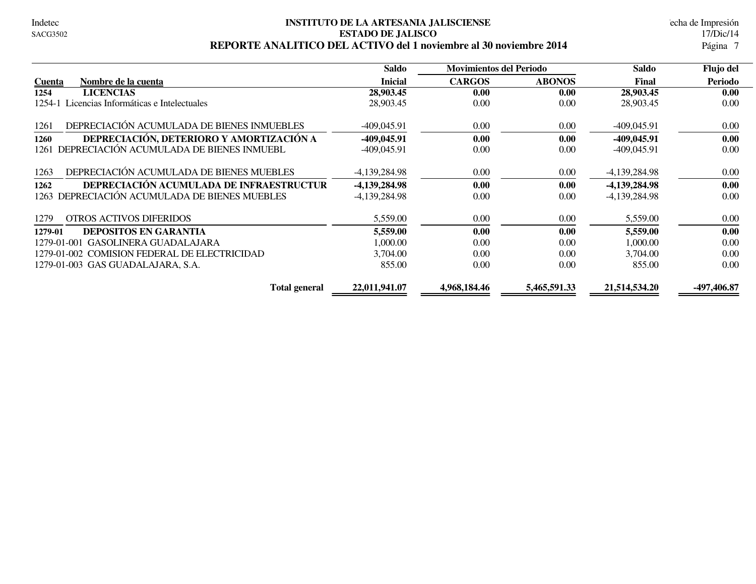# INSTITUTO DE LA ARTESANIA JALISCIENSE

## ESTADO DE JALISCO

## REPORTE ANALITICO DEL ACTIVO del 1 noviembre al 30 noviembre 2014

| Cuenta | Nombre de la cuenta | Saldo Inicial | Movimientos del Periodo CARGOS | ABONOS | Saldo Final | Flujo del Periodo |
|---|---|---|---|---|---|---|
| **1254** | **LICENCIAS** | **28,903.45** | **0.00** | **0.00** | **28,903.45** | **0.00** |
| 1254-1 | Licencias Informáticas e Intelectuales | 28,903.45 | 0.00 | 0.00 | 28,903.45 | 0.00 |
| 1261 | DEPRECIACIÓN ACUMULADA DE BIENES INMUEBLES | -409,045.91 | 0.00 | 0.00 | -409,045.91 | 0.00 |
| **1260** | **DEPRECIACIÓN, DETERIORO Y AMORTIZACIÓN A** | **-409,045.91** | **0.00** | **0.00** | **-409,045.91** | **0.00** |
| 1261 | DEPRECIACIÓN ACUMULADA DE BIENES INMUEBL | -409,045.91 | 0.00 | 0.00 | -409,045.91 | 0.00 |
| 1263 | DEPRECIACIÓN ACUMULADA DE BIENES MUEBLES | -4,139,284.98 | 0.00 | 0.00 | -4,139,284.98 | 0.00 |
| **1262** | **DEPRECIACIÓN ACUMULADA DE INFRAESTRUCTUR** | **-4,139,284.98** | **0.00** | **0.00** | **-4,139,284.98** | **0.00** |
| 1263 | DEPRECIACIÓN ACUMULADA DE BIENES MUEBLES | -4,139,284.98 | 0.00 | 0.00 | -4,139,284.98 | 0.00 |
| 1279 | OTROS ACTIVOS DIFERIDOS | 5,559.00 | 0.00 | 0.00 | 5,559.00 | 0.00 |
| **1279-01** | **DEPOSITOS EN GARANTIA** | **5,559.00** | **0.00** | **0.00** | **5,559.00** | **0.00** |
| 1279-01-001 | GASOLINERA GUADALAJARA | 1,000.00 | 0.00 | 0.00 | 1,000.00 | 0.00 |
| 1279-01-002 | COMISION FEDERAL DE ELECTRICIDAD | 3,704.00 | 0.00 | 0.00 | 3,704.00 | 0.00 |
| 1279-01-003 | GAS GUADALAJARA, S.A. | 855.00 | 0.00 | 0.00 | 855.00 | 0.00 |
| | **Total general** | **22,011,941.07** | **4,968,184.46** | **5,465,591.33** | **21,514,534.20** | **-497,406.87** |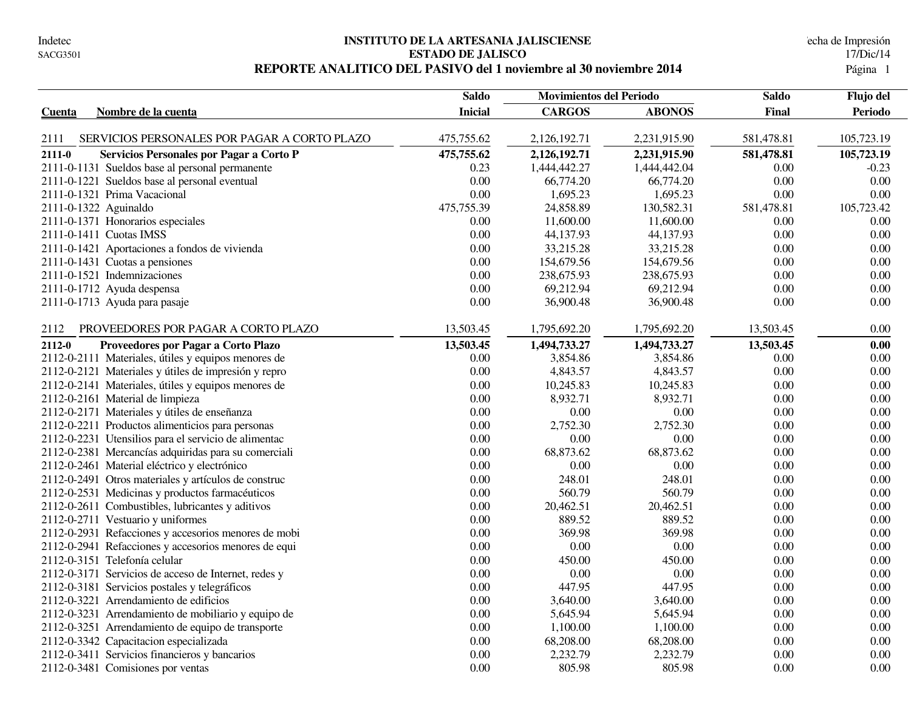Indetec
SACG3501

# INSTITUTO DE LA ARTESANIA JALISCIENSE
## ESTADO DE JALISCO
## REPORTE ANALITICO DEL PASIVO del 1 noviembre al 30 noviembre 2014

Fecha de Impresión 17/Dic/14

| Cuenta | Nombre de la cuenta | Saldo Inicial | Movimientos del Periodo CARGOS | ABONOS | Saldo Final | Flujo del Periodo |
|---|---|---|---|---|---|---|
| 2111 | SERVICIOS PERSONALES POR PAGAR A CORTO PLAZO | 475,755.62 | 2,126,192.71 | 2,231,915.90 | 581,478.81 | 105,723.19 |
| **2111-0** | **Servicios Personales por Pagar a Corto P** | **475,755.62** | **2,126,192.71** | **2,231,915.90** | **581,478.81** | **105,723.19** |
| 2111-0-1131 | Sueldos base al personal permanente | 0.23 | 1,444,442.27 | 1,444,442.04 | 0.00 | -0.23 |
| 2111-0-1221 | Sueldos base al personal eventual | 0.00 | 66,774.20 | 66,774.20 | 0.00 | 0.00 |
| 2111-0-1321 | Prima Vacacional | 0.00 | 1,695.23 | 1,695.23 | 0.00 | 0.00 |
| 2111-0-1322 | Aguinaldo | 475,755.39 | 24,858.89 | 130,582.31 | 581,478.81 | 105,723.42 |
| 2111-0-1371 | Honorarios especiales | 0.00 | 11,600.00 | 11,600.00 | 0.00 | 0.00 |
| 2111-0-1411 | Cuotas IMSS | 0.00 | 44,137.93 | 44,137.93 | 0.00 | 0.00 |
| 2111-0-1421 | Aportaciones a fondos de vivienda | 0.00 | 33,215.28 | 33,215.28 | 0.00 | 0.00 |
| 2111-0-1431 | Cuotas a pensiones | 0.00 | 154,679.56 | 154,679.56 | 0.00 | 0.00 |
| 2111-0-1521 | Indemnizaciones | 0.00 | 238,675.93 | 238,675.93 | 0.00 | 0.00 |
| 2111-0-1712 | Ayuda despensa | 0.00 | 69,212.94 | 69,212.94 | 0.00 | 0.00 |
| 2111-0-1713 | Ayuda para pasaje | 0.00 | 36,900.48 | 36,900.48 | 0.00 | 0.00 |
| 2112 | PROVEEDORES POR PAGAR A CORTO PLAZO | 13,503.45 | 1,795,692.20 | 1,795,692.20 | 13,503.45 | 0.00 |
| **2112-0** | **Proveedores por Pagar a Corto Plazo** | **13,503.45** | **1,494,733.27** | **1,494,733.27** | **13,503.45** | **0.00** |
| 2112-0-2111 | Materiales, útiles y equipos menores de | 0.00 | 3,854.86 | 3,854.86 | 0.00 | 0.00 |
| 2112-0-2121 | Materiales y útiles de impresión y repro | 0.00 | 4,843.57 | 4,843.57 | 0.00 | 0.00 |
| 2112-0-2141 | Materiales, útiles y equipos menores de | 0.00 | 10,245.83 | 10,245.83 | 0.00 | 0.00 |
| 2112-0-2161 | Material de limpieza | 0.00 | 8,932.71 | 8,932.71 | 0.00 | 0.00 |
| 2112-0-2171 | Materiales y útiles de enseñanza | 0.00 | 0.00 | 0.00 | 0.00 | 0.00 |
| 2112-0-2211 | Productos alimenticios para personas | 0.00 | 2,752.30 | 2,752.30 | 0.00 | 0.00 |
| 2112-0-2231 | Utensilios para el servicio de alimentac | 0.00 | 0.00 | 0.00 | 0.00 | 0.00 |
| 2112-0-2381 | Mercancías adquiridas para su comerciali | 0.00 | 68,873.62 | 68,873.62 | 0.00 | 0.00 |
| 2112-0-2461 | Material eléctrico y electrónico | 0.00 | 0.00 | 0.00 | 0.00 | 0.00 |
| 2112-0-2491 | Otros materiales y artículos de construc | 0.00 | 248.01 | 248.01 | 0.00 | 0.00 |
| 2112-0-2531 | Medicinas y productos farmacéuticos | 0.00 | 560.79 | 560.79 | 0.00 | 0.00 |
| 2112-0-2611 | Combustibles, lubricantes y aditivos | 0.00 | 20,462.51 | 20,462.51 | 0.00 | 0.00 |
| 2112-0-2711 | Vestuario y uniformes | 0.00 | 889.52 | 889.52 | 0.00 | 0.00 |
| 2112-0-2931 | Refacciones y accesorios menores de mobi | 0.00 | 369.98 | 369.98 | 0.00 | 0.00 |
| 2112-0-2941 | Refacciones y accesorios menores de equi | 0.00 | 0.00 | 0.00 | 0.00 | 0.00 |
| 2112-0-3151 | Telefonía celular | 0.00 | 450.00 | 450.00 | 0.00 | 0.00 |
| 2112-0-3171 | Servicios de acceso de Internet, redes y | 0.00 | 0.00 | 0.00 | 0.00 | 0.00 |
| 2112-0-3181 | Servicios postales y telegráficos | 0.00 | 447.95 | 447.95 | 0.00 | 0.00 |
| 2112-0-3221 | Arrendamiento de edificios | 0.00 | 3,640.00 | 3,640.00 | 0.00 | 0.00 |
| 2112-0-3231 | Arrendamiento de mobiliario y equipo de | 0.00 | 5,645.94 | 5,645.94 | 0.00 | 0.00 |
| 2112-0-3251 | Arrendamiento de equipo de transporte | 0.00 | 1,100.00 | 1,100.00 | 0.00 | 0.00 |
| 2112-0-3342 | Capacitacion especializada | 0.00 | 68,208.00 | 68,208.00 | 0.00 | 0.00 |
| 2112-0-3411 | Servicios financieros y bancarios | 0.00 | 2,232.79 | 2,232.79 | 0.00 | 0.00 |
| 2112-0-3481 | Comisiones por ventas | 0.00 | 805.98 | 805.98 | 0.00 | 0.00 |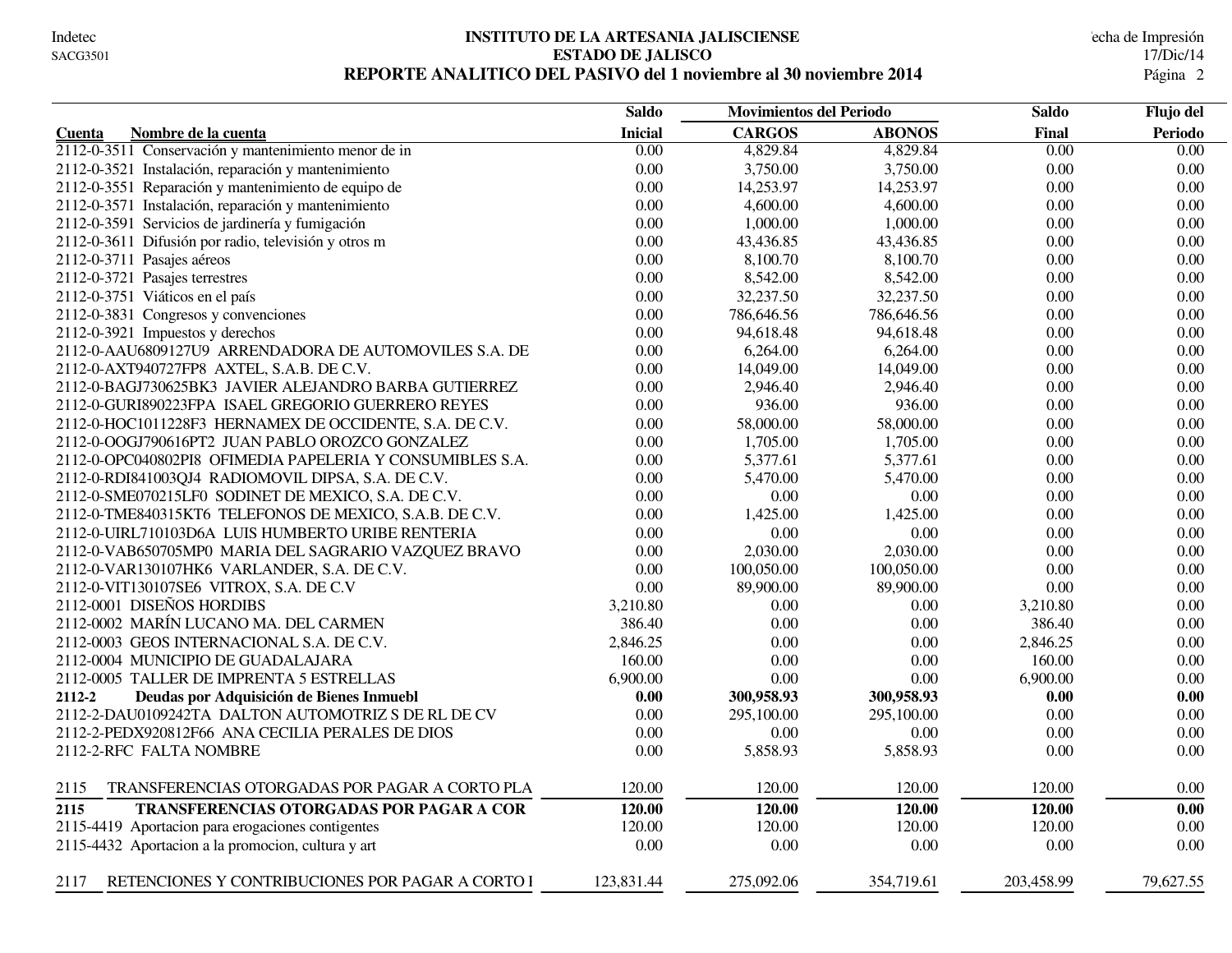**INSTITUTO DE LA ARTESANIA JALISCIENSE**

**ESTADO DE JALISCO**

**REPORTE ANALITICO DEL PASIVO del 1 noviembre al 30 noviembre 2014**

Indetec SACG3501 — Fecha de Impresión 17/Dic/14

| Cuenta | Nombre de la cuenta | Saldo Inicial | Movimientos del Periodo CARGOS | ABONOS | Saldo Final | Flujo del Periodo |
|---|---|---|---|---|---|---|
| 2112-0-3511 | Conservación y mantenimiento menor de in | 0.00 | 4,829.84 | 4,829.84 | 0.00 | 0.00 |
| 2112-0-3521 | Instalación, reparación y mantenimiento | 0.00 | 3,750.00 | 3,750.00 | 0.00 | 0.00 |
| 2112-0-3551 | Reparación y mantenimiento de equipo de | 0.00 | 14,253.97 | 14,253.97 | 0.00 | 0.00 |
| 2112-0-3571 | Instalación, reparación y mantenimiento | 0.00 | 4,600.00 | 4,600.00 | 0.00 | 0.00 |
| 2112-0-3591 | Servicios de jardinería y fumigación | 0.00 | 1,000.00 | 1,000.00 | 0.00 | 0.00 |
| 2112-0-3611 | Difusión por radio, televisión y otros m | 0.00 | 43,436.85 | 43,436.85 | 0.00 | 0.00 |
| 2112-0-3711 | Pasajes aéreos | 0.00 | 8,100.70 | 8,100.70 | 0.00 | 0.00 |
| 2112-0-3721 | Pasajes terrestres | 0.00 | 8,542.00 | 8,542.00 | 0.00 | 0.00 |
| 2112-0-3751 | Viáticos en el país | 0.00 | 32,237.50 | 32,237.50 | 0.00 | 0.00 |
| 2112-0-3831 | Congresos y convenciones | 0.00 | 786,646.56 | 786,646.56 | 0.00 | 0.00 |
| 2112-0-3921 | Impuestos y derechos | 0.00 | 94,618.48 | 94,618.48 | 0.00 | 0.00 |
| 2112-0-AAU6809127U9 | ARRENDADORA DE AUTOMOVILES S.A. DE | 0.00 | 6,264.00 | 6,264.00 | 0.00 | 0.00 |
| 2112-0-AXT940727FP8 | AXTEL, S.A.B. DE C.V. | 0.00 | 14,049.00 | 14,049.00 | 0.00 | 0.00 |
| 2112-0-BAGJ730625BK3 | JAVIER ALEJANDRO BARBA GUTIERREZ | 0.00 | 2,946.40 | 2,946.40 | 0.00 | 0.00 |
| 2112-0-GURI890223FPA | ISAEL GREGORIO GUERRERO REYES | 0.00 | 936.00 | 936.00 | 0.00 | 0.00 |
| 2112-0-HOC1011228F3 | HERNAMEX DE OCCIDENTE, S.A. DE C.V. | 0.00 | 58,000.00 | 58,000.00 | 0.00 | 0.00 |
| 2112-0-OOGJ790616PT2 | JUAN PABLO OROZCO GONZALEZ | 0.00 | 1,705.00 | 1,705.00 | 0.00 | 0.00 |
| 2112-0-OPC040802PI8 | OFIMEDIA PAPELERIA Y CONSUMIBLES S.A. | 0.00 | 5,377.61 | 5,377.61 | 0.00 | 0.00 |
| 2112-0-RDI841003QJ4 | RADIOMOVIL DIPSA, S.A. DE C.V. | 0.00 | 5,470.00 | 5,470.00 | 0.00 | 0.00 |
| 2112-0-SME070215LF0 | SODINET DE MEXICO, S.A. DE C.V. | 0.00 | 0.00 | 0.00 | 0.00 | 0.00 |
| 2112-0-TME840315KT6 | TELEFONOS DE MEXICO, S.A.B. DE C.V. | 0.00 | 1,425.00 | 1,425.00 | 0.00 | 0.00 |
| 2112-0-UIRL710103D6A | LUIS HUMBERTO URIBE RENTERIA | 0.00 | 0.00 | 0.00 | 0.00 | 0.00 |
| 2112-0-VAB650705MP0 | MARIA DEL SAGRARIO VAZQUEZ BRAVO | 0.00 | 2,030.00 | 2,030.00 | 0.00 | 0.00 |
| 2112-0-VAR130107HK6 | VARLANDER, S.A. DE C.V. | 0.00 | 100,050.00 | 100,050.00 | 0.00 | 0.00 |
| 2112-0-VIT130107SE6 | VITROX, S.A. DE C.V | 0.00 | 89,900.00 | 89,900.00 | 0.00 | 0.00 |
| 2112-0001 | DISEÑOS HORDIBS | 3,210.80 | 0.00 | 0.00 | 3,210.80 | 0.00 |
| 2112-0002 | MARÍN LUCANO MA. DEL CARMEN | 386.40 | 0.00 | 0.00 | 386.40 | 0.00 |
| 2112-0003 | GEOS INTERNACIONAL S.A. DE C.V. | 2,846.25 | 0.00 | 0.00 | 2,846.25 | 0.00 |
| 2112-0004 | MUNICIPIO DE GUADALAJARA | 160.00 | 0.00 | 0.00 | 160.00 | 0.00 |
| 2112-0005 | TALLER DE IMPRENTA 5 ESTRELLAS | 6,900.00 | 0.00 | 0.00 | 6,900.00 | 0.00 |
| **2112-2** | **Deudas por Adquisición de Bienes Inmuebl** | **0.00** | **300,958.93** | **300,958.93** | **0.00** | **0.00** |
| 2112-2-DAU0109242TA | DALTON AUTOMOTRIZ S DE RL DE CV | 0.00 | 295,100.00 | 295,100.00 | 0.00 | 0.00 |
| 2112-2-PEDX920812F66 | ANA CECILIA PERALES DE DIOS | 0.00 | 0.00 | 0.00 | 0.00 | 0.00 |
| 2112-2-RFC | FALTA NOMBRE | 0.00 | 5,858.93 | 5,858.93 | 0.00 | 0.00 |
| 2115 | TRANSFERENCIAS OTORGADAS POR PAGAR A CORTO PLA | 120.00 | 120.00 | 120.00 | 120.00 | 0.00 |
| **2115** | **TRANSFERENCIAS OTORGADAS POR PAGAR A COR** | **120.00** | **120.00** | **120.00** | **120.00** | **0.00** |
| 2115-4419 | Aportacion para erogaciones contigentes | 120.00 | 120.00 | 120.00 | 120.00 | 0.00 |
| 2115-4432 | Aportacion a la promocion, cultura y art | 0.00 | 0.00 | 0.00 | 0.00 | 0.00 |
| 2117 | RETENCIONES Y CONTRIBUCIONES POR PAGAR A CORTO I | 123,831.44 | 275,092.06 | 354,719.61 | 203,458.99 | 79,627.55 |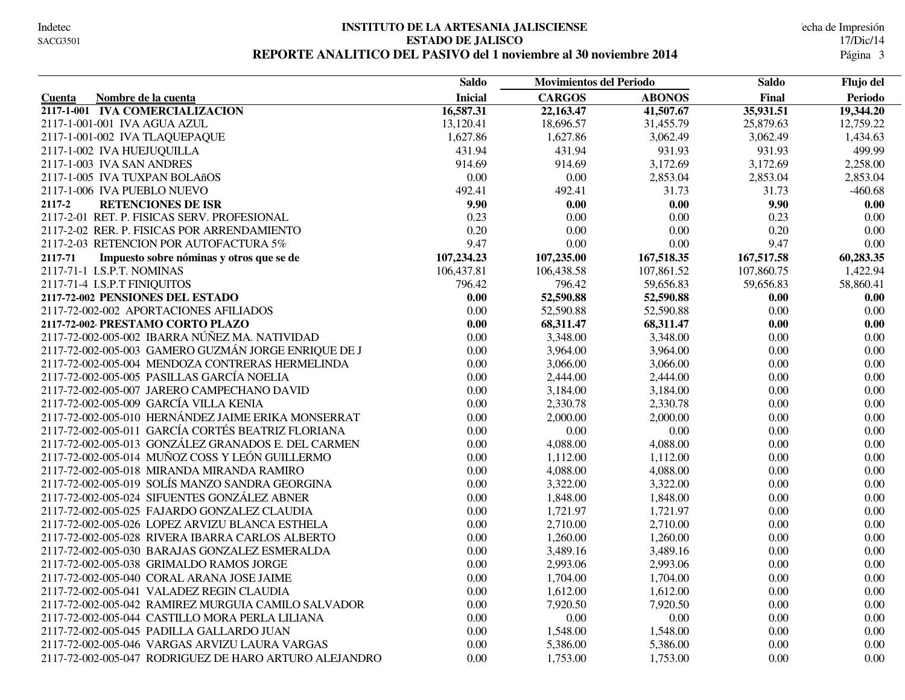# INSTITUTO DE LA ARTESANIA JALISCIENSE
## ESTADO DE JALISCO
## REPORTE ANALITICO DEL PASIVO del 1 noviembre al 30 noviembre 2014

| Cuenta Nombre de la cuenta | Saldo Inicial | Movimientos del Periodo CARGOS | ABONOS | Saldo Final | Flujo del Periodo |
|---|---|---|---|---|---|
| **2117-1-001 IVA COMERCIALIZACION** | **16,587.31** | **22,163.47** | **41,507.67** | **35,931.51** | **19,344.20** |
| 2117-1-001-001 IVA AGUA AZUL | 13,120.41 | 18,696.57 | 31,455.79 | 25,879.63 | 12,759.22 |
| 2117-1-001-002 IVA TLAQUEPAQUE | 1,627.86 | 1,627.86 | 3,062.49 | 3,062.49 | 1,434.63 |
| 2117-1-002 IVA HUEJUQUILLA | 431.94 | 431.94 | 931.93 | 931.93 | 499.99 |
| 2117-1-003 IVA SAN ANDRES | 914.69 | 914.69 | 3,172.69 | 3,172.69 | 2,258.00 |
| 2117-1-005 IVA TUXPAN BOLAñOS | 0.00 | 0.00 | 2,853.04 | 2,853.04 | 2,853.04 |
| 2117-1-006 IVA PUEBLO NUEVO | 492.41 | 492.41 | 31.73 | 31.73 | -460.68 |
| **2117-2 RETENCIONES DE ISR** | **9.90** | **0.00** | **0.00** | **9.90** | **0.00** |
| 2117-2-01 RET. P. FISICAS SERV. PROFESIONAL | 0.23 | 0.00 | 0.00 | 0.23 | 0.00 |
| 2117-2-02 RER. P. FISICAS POR ARRENDAMIENTO | 0.20 | 0.00 | 0.00 | 0.20 | 0.00 |
| 2117-2-03 RETENCION POR AUTOFACTURA 5% | 9.47 | 0.00 | 0.00 | 9.47 | 0.00 |
| **2117-71 Impuesto sobre nóminas y otros que se de** | **107,234.23** | **107,235.00** | **167,518.35** | **167,517.58** | **60,283.35** |
| 2117-71-1 I.S.P.T. NOMINAS | 106,437.81 | 106,438.58 | 107,861.52 | 107,860.75 | 1,422.94 |
| 2117-71-4 I.S.P.T FINIQUITOS | 796.42 | 796.42 | 59,656.83 | 59,656.83 | 58,860.41 |
| **2117-72-002 PENSIONES DEL ESTADO** | **0.00** | **52,590.88** | **52,590.88** | **0.00** | **0.00** |
| 2117-72-002-002 APORTACIONES AFILIADOS | 0.00 | 52,590.88 | 52,590.88 | 0.00 | 0.00 |
| **2117-72-002· PRESTAMO CORTO PLAZO** | **0.00** | **68,311.47** | **68,311.47** | **0.00** | **0.00** |
| 2117-72-002-005-002 IBARRA NÚÑEZ MA. NATIVIDAD | 0.00 | 3,348.00 | 3,348.00 | 0.00 | 0.00 |
| 2117-72-002-005-003 GAMERO GUZMÁN JORGE ENRIQUE DE J | 0.00 | 3,964.00 | 3,964.00 | 0.00 | 0.00 |
| 2117-72-002-005-004 MENDOZA CONTRERAS HERMELINDA | 0.00 | 3,066.00 | 3,066.00 | 0.00 | 0.00 |
| 2117-72-002-005-005 PASILLAS GARCÍA NOELIA | 0.00 | 2,444.00 | 2,444.00 | 0.00 | 0.00 |
| 2117-72-002-005-007 JARERO CAMPECHANO DAVID | 0.00 | 3,184.00 | 3,184.00 | 0.00 | 0.00 |
| 2117-72-002-005-009 GARCÍA VILLA KENIA | 0.00 | 2,330.78 | 2,330.78 | 0.00 | 0.00 |
| 2117-72-002-005-010 HERNÁNDEZ JAIME ERIKA MONSERRAT | 0.00 | 2,000.00 | 2,000.00 | 0.00 | 0.00 |
| 2117-72-002-005-011 GARCÍA CORTÉS BEATRIZ FLORIANA | 0.00 | 0.00 | 0.00 | 0.00 | 0.00 |
| 2117-72-002-005-013 GONZÁLEZ GRANADOS E. DEL CARMEN | 0.00 | 4,088.00 | 4,088.00 | 0.00 | 0.00 |
| 2117-72-002-005-014 MUÑOZ COSS Y LEÓN GUILLERMO | 0.00 | 1,112.00 | 1,112.00 | 0.00 | 0.00 |
| 2117-72-002-005-018 MIRANDA MIRANDA RAMIRO | 0.00 | 4,088.00 | 4,088.00 | 0.00 | 0.00 |
| 2117-72-002-005-019 SOLÍS MANZO SANDRA GEORGINA | 0.00 | 3,322.00 | 3,322.00 | 0.00 | 0.00 |
| 2117-72-002-005-024 SIFUENTES GONZÁLEZ ABNER | 0.00 | 1,848.00 | 1,848.00 | 0.00 | 0.00 |
| 2117-72-002-005-025 FAJARDO GONZALEZ CLAUDIA | 0.00 | 1,721.97 | 1,721.97 | 0.00 | 0.00 |
| 2117-72-002-005-026 LOPEZ ARVIZU BLANCA ESTHELA | 0.00 | 2,710.00 | 2,710.00 | 0.00 | 0.00 |
| 2117-72-002-005-028 RIVERA IBARRA CARLOS ALBERTO | 0.00 | 1,260.00 | 1,260.00 | 0.00 | 0.00 |
| 2117-72-002-005-030 BARAJAS GONZALEZ ESMERALDA | 0.00 | 3,489.16 | 3,489.16 | 0.00 | 0.00 |
| 2117-72-002-005-038 GRIMALDO RAMOS JORGE | 0.00 | 2,993.06 | 2,993.06 | 0.00 | 0.00 |
| 2117-72-002-005-040 CORAL ARANA JOSE JAIME | 0.00 | 1,704.00 | 1,704.00 | 0.00 | 0.00 |
| 2117-72-002-005-041 VALADEZ REGIN CLAUDIA | 0.00 | 1,612.00 | 1,612.00 | 0.00 | 0.00 |
| 2117-72-002-005-042 RAMIREZ MURGUIA CAMILO SALVADOR | 0.00 | 7,920.50 | 7,920.50 | 0.00 | 0.00 |
| 2117-72-002-005-044 CASTILLO MORA PERLA LILIANA | 0.00 | 0.00 | 0.00 | 0.00 | 0.00 |
| 2117-72-002-005-045 PADILLA GALLARDO JUAN | 0.00 | 1,548.00 | 1,548.00 | 0.00 | 0.00 |
| 2117-72-002-005-046 VARGAS ARVIZU LAURA VARGAS | 0.00 | 5,386.00 | 5,386.00 | 0.00 | 0.00 |
| 2117-72-002-005-047 RODRIGUEZ DE HARO ARTURO ALEJANDRO | 0.00 | 1,753.00 | 1,753.00 | 0.00 | 0.00 |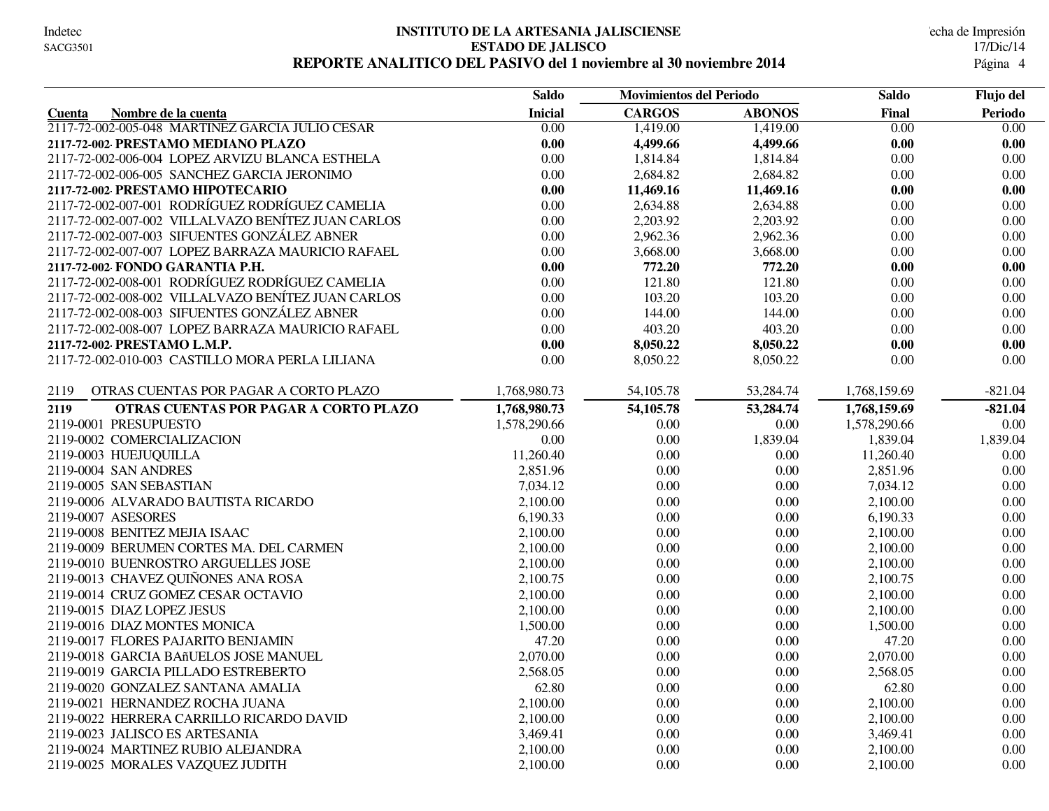# INSTITUTO DE LA ARTESANIA JALISCIENSE

## ESTADO DE JALISCO

## REPORTE ANALITICO DEL PASIVO del 1 noviembre al 30 noviembre 2014

| Cuenta Nombre de la cuenta | Saldo Inicial | Movimientos del Periodo CARGOS | ABONOS | Saldo Final | Flujo del Periodo |
|---|---|---|---|---|---|
| 2117-72-002-005-048 MARTINEZ GARCIA JULIO CESAR | 0.00 | 1,419.00 | 1,419.00 | 0.00 | 0.00 |
| **2117-72-002· PRESTAMO MEDIANO PLAZO** | **0.00** | **4,499.66** | **4,499.66** | **0.00** | **0.00** |
| 2117-72-002-006-004 LOPEZ ARVIZU BLANCA ESTHELA | 0.00 | 1,814.84 | 1,814.84 | 0.00 | 0.00 |
| 2117-72-002-006-005 SANCHEZ GARCIA JERONIMO | 0.00 | 2,684.82 | 2,684.82 | 0.00 | 0.00 |
| **2117-72-002· PRESTAMO HIPOTECARIO** | **0.00** | **11,469.16** | **11,469.16** | **0.00** | **0.00** |
| 2117-72-002-007-001 RODRÍGUEZ RODRÍGUEZ CAMELIA | 0.00 | 2,634.88 | 2,634.88 | 0.00 | 0.00 |
| 2117-72-002-007-002 VILLALVAZO BENÍTEZ JUAN CARLOS | 0.00 | 2,203.92 | 2,203.92 | 0.00 | 0.00 |
| 2117-72-002-007-003 SIFUENTES GONZÁLEZ ABNER | 0.00 | 2,962.36 | 2,962.36 | 0.00 | 0.00 |
| 2117-72-002-007-007 LOPEZ BARRAZA MAURICIO RAFAEL | 0.00 | 3,668.00 | 3,668.00 | 0.00 | 0.00 |
| **2117-72-002· FONDO GARANTIA P.H.** | **0.00** | **772.20** | **772.20** | **0.00** | **0.00** |
| 2117-72-002-008-001 RODRÍGUEZ RODRÍGUEZ CAMELIA | 0.00 | 121.80 | 121.80 | 0.00 | 0.00 |
| 2117-72-002-008-002 VILLALVAZO BENÍTEZ JUAN CARLOS | 0.00 | 103.20 | 103.20 | 0.00 | 0.00 |
| 2117-72-002-008-003 SIFUENTES GONZÁLEZ ABNER | 0.00 | 144.00 | 144.00 | 0.00 | 0.00 |
| 2117-72-002-008-007 LOPEZ BARRAZA MAURICIO RAFAEL | 0.00 | 403.20 | 403.20 | 0.00 | 0.00 |
| **2117-72-002· PRESTAMO L.M.P.** | **0.00** | **8,050.22** | **8,050.22** | **0.00** | **0.00** |
| 2117-72-002-010-003 CASTILLO MORA PERLA LILIANA | 0.00 | 8,050.22 | 8,050.22 | 0.00 | 0.00 |
| 2119 OTRAS CUENTAS POR PAGAR A CORTO PLAZO | 1,768,980.73 | 54,105.78 | 53,284.74 | 1,768,159.69 | -821.04 |
| **2119 OTRAS CUENTAS POR PAGAR A CORTO PLAZO** | **1,768,980.73** | **54,105.78** | **53,284.74** | **1,768,159.69** | **-821.04** |
| 2119-0001 PRESUPUESTO | 1,578,290.66 | 0.00 | 0.00 | 1,578,290.66 | 0.00 |
| 2119-0002 COMERCIALIZACION | 0.00 | 0.00 | 1,839.04 | 1,839.04 | 1,839.04 |
| 2119-0003 HUEJUQUILLA | 11,260.40 | 0.00 | 0.00 | 11,260.40 | 0.00 |
| 2119-0004 SAN ANDRES | 2,851.96 | 0.00 | 0.00 | 2,851.96 | 0.00 |
| 2119-0005 SAN SEBASTIAN | 7,034.12 | 0.00 | 0.00 | 7,034.12 | 0.00 |
| 2119-0006 ALVARADO BAUTISTA RICARDO | 2,100.00 | 0.00 | 0.00 | 2,100.00 | 0.00 |
| 2119-0007 ASESORES | 6,190.33 | 0.00 | 0.00 | 6,190.33 | 0.00 |
| 2119-0008 BENITEZ MEJIA ISAAC | 2,100.00 | 0.00 | 0.00 | 2,100.00 | 0.00 |
| 2119-0009 BERUMEN CORTES MA. DEL CARMEN | 2,100.00 | 0.00 | 0.00 | 2,100.00 | 0.00 |
| 2119-0010 BUENROSTRO ARGUELLES JOSE | 2,100.00 | 0.00 | 0.00 | 2,100.00 | 0.00 |
| 2119-0013 CHAVEZ QUIÑONES ANA ROSA | 2,100.75 | 0.00 | 0.00 | 2,100.75 | 0.00 |
| 2119-0014 CRUZ GOMEZ CESAR OCTAVIO | 2,100.00 | 0.00 | 0.00 | 2,100.00 | 0.00 |
| 2119-0015 DIAZ LOPEZ JESUS | 2,100.00 | 0.00 | 0.00 | 2,100.00 | 0.00 |
| 2119-0016 DIAZ MONTES MONICA | 1,500.00 | 0.00 | 0.00 | 1,500.00 | 0.00 |
| 2119-0017 FLORES PAJARITO BENJAMIN | 47.20 | 0.00 | 0.00 | 47.20 | 0.00 |
| 2119-0018 GARCIA BAñUELOS JOSE MANUEL | 2,070.00 | 0.00 | 0.00 | 2,070.00 | 0.00 |
| 2119-0019 GARCIA PILLADO ESTREBERTO | 2,568.05 | 0.00 | 0.00 | 2,568.05 | 0.00 |
| 2119-0020 GONZALEZ SANTANA AMALIA | 62.80 | 0.00 | 0.00 | 62.80 | 0.00 |
| 2119-0021 HERNANDEZ ROCHA JUANA | 2,100.00 | 0.00 | 0.00 | 2,100.00 | 0.00 |
| 2119-0022 HERRERA CARRILLO RICARDO DAVID | 2,100.00 | 0.00 | 0.00 | 2,100.00 | 0.00 |
| 2119-0023 JALISCO ES ARTESANIA | 3,469.41 | 0.00 | 0.00 | 3,469.41 | 0.00 |
| 2119-0024 MARTINEZ RUBIO ALEJANDRA | 2,100.00 | 0.00 | 0.00 | 2,100.00 | 0.00 |
| 2119-0025 MORALES VAZQUEZ JUDITH | 2,100.00 | 0.00 | 0.00 | 2,100.00 | 0.00 |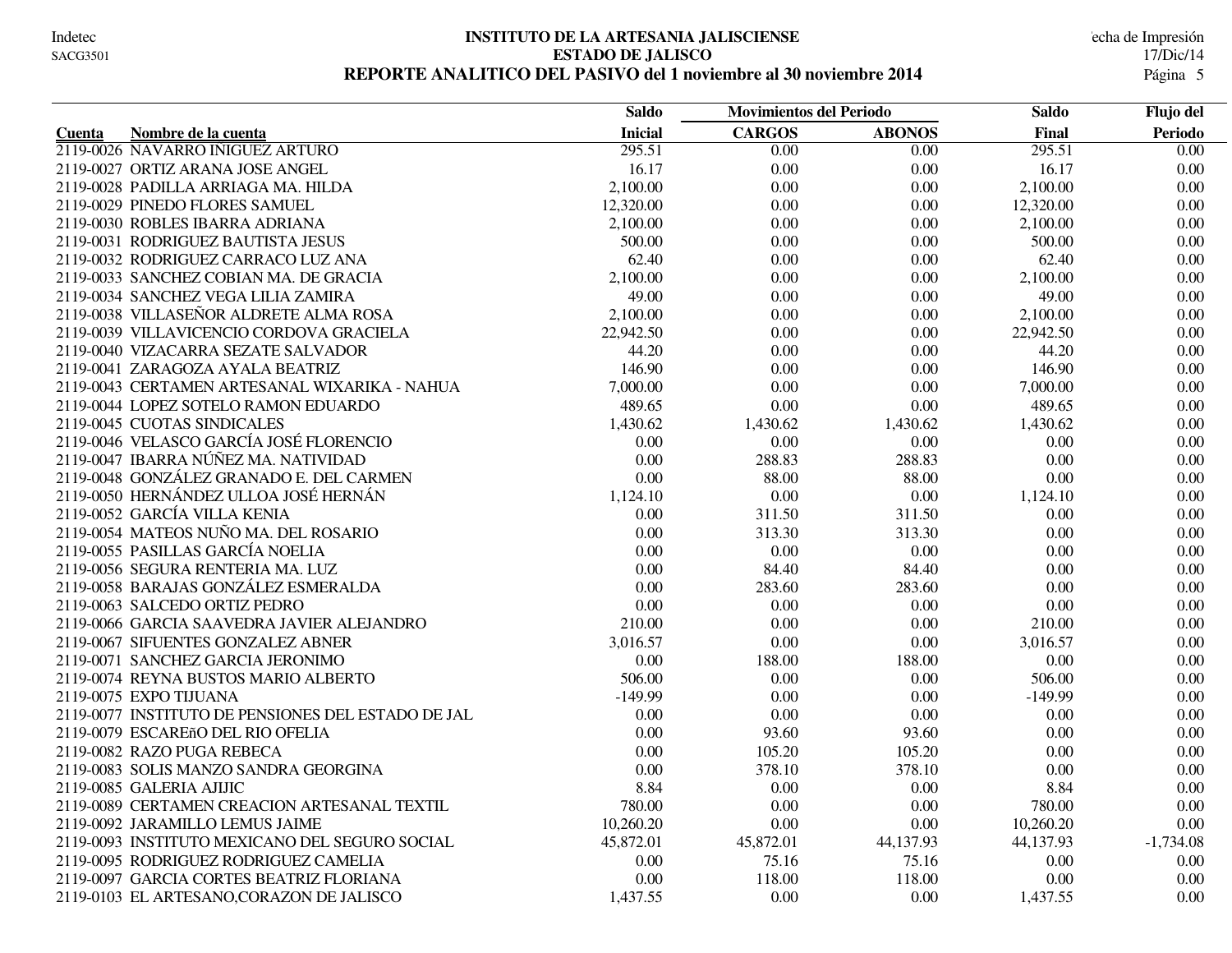# INSTITUTO DE LA ARTESANIA JALISCIENSE
## ESTADO DE JALISCO
### REPORTE ANALITICO DEL PASIVO del 1 noviembre al 30 noviembre 2014

| Cuenta | Nombre de la cuenta | Saldo Inicial | Movimientos del Periodo CARGOS | ABONOS | Saldo Final | Flujo del Periodo |
|---|---|---|---|---|---|---|
| 2119-0026 | NAVARRO IÑIGUEZ ARTURO | 295.51 | 0.00 | 0.00 | 295.51 | 0.00 |
| 2119-0027 | ORTIZ ARANA JOSE ANGEL | 16.17 | 0.00 | 0.00 | 16.17 | 0.00 |
| 2119-0028 | PADILLA ARRIAGA MA. HILDA | 2,100.00 | 0.00 | 0.00 | 2,100.00 | 0.00 |
| 2119-0029 | PINEDO FLORES SAMUEL | 12,320.00 | 0.00 | 0.00 | 12,320.00 | 0.00 |
| 2119-0030 | ROBLES IBARRA ADRIANA | 2,100.00 | 0.00 | 0.00 | 2,100.00 | 0.00 |
| 2119-0031 | RODRIGUEZ BAUTISTA JESUS | 500.00 | 0.00 | 0.00 | 500.00 | 0.00 |
| 2119-0032 | RODRIGUEZ CARRACO LUZ ANA | 62.40 | 0.00 | 0.00 | 62.40 | 0.00 |
| 2119-0033 | SANCHEZ COBIAN MA. DE GRACIA | 2,100.00 | 0.00 | 0.00 | 2,100.00 | 0.00 |
| 2119-0034 | SANCHEZ VEGA LILIA ZAMIRA | 49.00 | 0.00 | 0.00 | 49.00 | 0.00 |
| 2119-0038 | VILLASEÑOR ALDRETE ALMA ROSA | 2,100.00 | 0.00 | 0.00 | 2,100.00 | 0.00 |
| 2119-0039 | VILLAVICENCIO CORDOVA GRACIELA | 22,942.50 | 0.00 | 0.00 | 22,942.50 | 0.00 |
| 2119-0040 | VIZACARRA SEZATE SALVADOR | 44.20 | 0.00 | 0.00 | 44.20 | 0.00 |
| 2119-0041 | ZARAGOZA AYALA BEATRIZ | 146.90 | 0.00 | 0.00 | 146.90 | 0.00 |
| 2119-0043 | CERTAMEN ARTESANAL WIXARIKA - NAHUA | 7,000.00 | 0.00 | 0.00 | 7,000.00 | 0.00 |
| 2119-0044 | LOPEZ SOTELO RAMON EDUARDO | 489.65 | 0.00 | 0.00 | 489.65 | 0.00 |
| 2119-0045 | CUOTAS SINDICALES | 1,430.62 | 1,430.62 | 1,430.62 | 1,430.62 | 0.00 |
| 2119-0046 | VELASCO GARCÍA JOSÉ FLORENCIO | 0.00 | 0.00 | 0.00 | 0.00 | 0.00 |
| 2119-0047 | IBARRA NÚÑEZ MA. NATIVIDAD | 0.00 | 288.83 | 288.83 | 0.00 | 0.00 |
| 2119-0048 | GONZÁLEZ GRANADO E. DEL CARMEN | 0.00 | 88.00 | 88.00 | 0.00 | 0.00 |
| 2119-0050 | HERNÁNDEZ ULLOA JOSÉ HERNÁN | 1,124.10 | 0.00 | 0.00 | 1,124.10 | 0.00 |
| 2119-0052 | GARCÍA VILLA KENIA | 0.00 | 311.50 | 311.50 | 0.00 | 0.00 |
| 2119-0054 | MATEOS NUÑO MA. DEL ROSARIO | 0.00 | 313.30 | 313.30 | 0.00 | 0.00 |
| 2119-0055 | PASILLAS GARCÍA NOELIA | 0.00 | 0.00 | 0.00 | 0.00 | 0.00 |
| 2119-0056 | SEGURA RENTERIA MA. LUZ | 0.00 | 84.40 | 84.40 | 0.00 | 0.00 |
| 2119-0058 | BARAJAS GONZÁLEZ ESMERALDA | 0.00 | 283.60 | 283.60 | 0.00 | 0.00 |
| 2119-0063 | SALCEDO ORTIZ PEDRO | 0.00 | 0.00 | 0.00 | 0.00 | 0.00 |
| 2119-0066 | GARCIA SAAVEDRA JAVIER ALEJANDRO | 210.00 | 0.00 | 0.00 | 210.00 | 0.00 |
| 2119-0067 | SIFUENTES GONZALEZ ABNER | 3,016.57 | 0.00 | 0.00 | 3,016.57 | 0.00 |
| 2119-0071 | SANCHEZ GARCIA JERONIMO | 0.00 | 188.00 | 188.00 | 0.00 | 0.00 |
| 2119-0074 | REYNA BUSTOS MARIO ALBERTO | 506.00 | 0.00 | 0.00 | 506.00 | 0.00 |
| 2119-0075 | EXPO TIJUANA | -149.99 | 0.00 | 0.00 | -149.99 | 0.00 |
| 2119-0077 | INSTITUTO DE PENSIONES DEL ESTADO DE JAL | 0.00 | 0.00 | 0.00 | 0.00 | 0.00 |
| 2119-0079 | ESCAREñO DEL RIO OFELIA | 0.00 | 93.60 | 93.60 | 0.00 | 0.00 |
| 2119-0082 | RAZO PUGA REBECA | 0.00 | 105.20 | 105.20 | 0.00 | 0.00 |
| 2119-0083 | SOLIS MANZO SANDRA GEORGINA | 0.00 | 378.10 | 378.10 | 0.00 | 0.00 |
| 2119-0085 | GALERIA AJIJIC | 8.84 | 0.00 | 0.00 | 8.84 | 0.00 |
| 2119-0089 | CERTAMEN CREACION ARTESANAL TEXTIL | 780.00 | 0.00 | 0.00 | 780.00 | 0.00 |
| 2119-0092 | JARAMILLO LEMUS JAIME | 10,260.20 | 0.00 | 0.00 | 10,260.20 | 0.00 |
| 2119-0093 | INSTITUTO MEXICANO DEL SEGURO SOCIAL | 45,872.01 | 45,872.01 | 44,137.93 | 44,137.93 | -1,734.08 |
| 2119-0095 | RODRIGUEZ RODRIGUEZ CAMELIA | 0.00 | 75.16 | 75.16 | 0.00 | 0.00 |
| 2119-0097 | GARCIA CORTES BEATRIZ FLORIANA | 0.00 | 118.00 | 118.00 | 0.00 | 0.00 |
| 2119-0103 | EL ARTESANO,CORAZON DE JALISCO | 1,437.55 | 0.00 | 0.00 | 1,437.55 | 0.00 |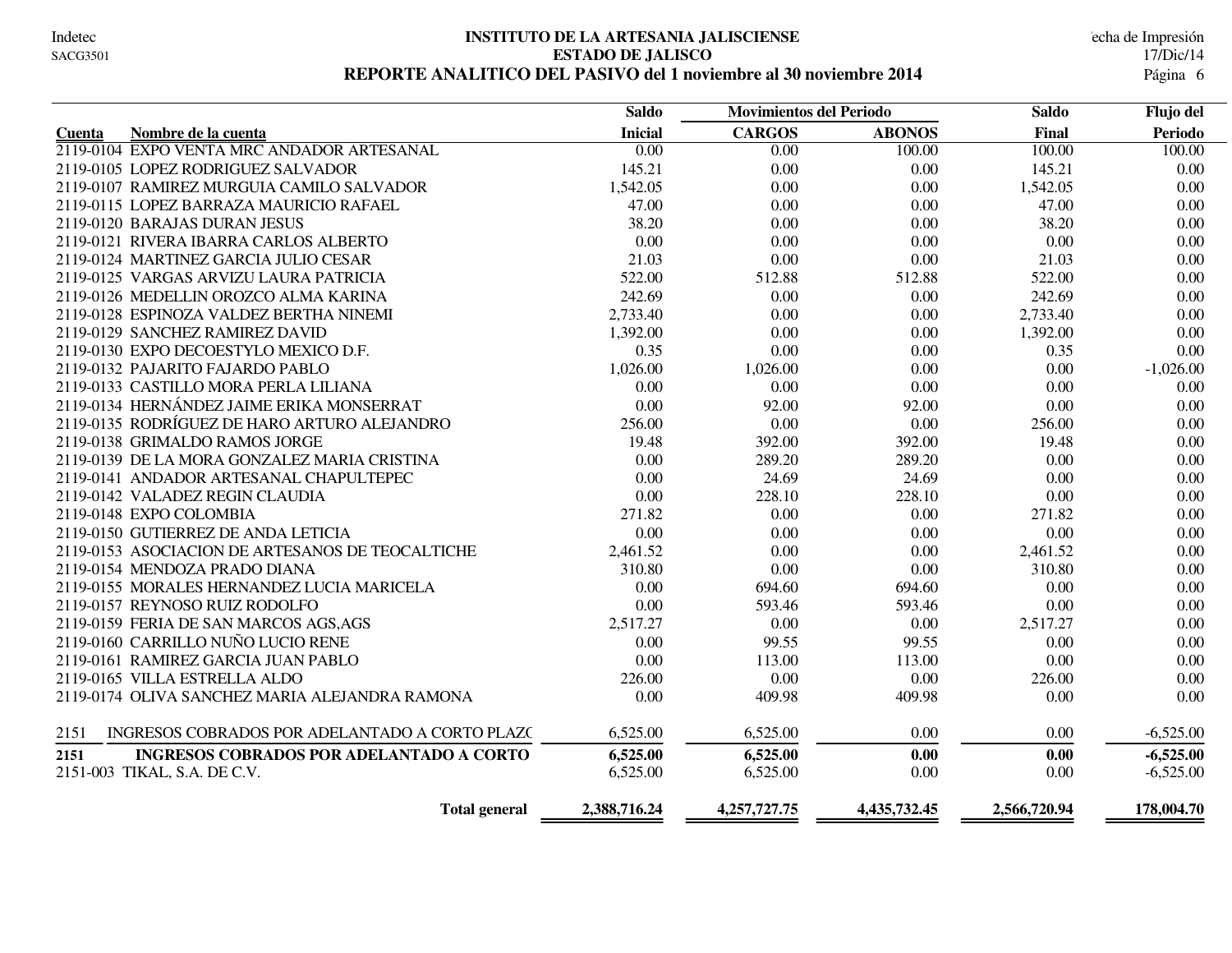# INSTITUTO DE LA ARTESANIA JALISCIENSE

## ESTADO DE JALISCO

## REPORTE ANALITICO DEL PASIVO del 1 noviembre al 30 noviembre 2014

| Cuenta | Nombre de la cuenta | Saldo Inicial | Movimientos del Periodo CARGOS | ABONOS | Saldo Final | Flujo del Periodo |
|---|---|---|---|---|---|---|
| 2119-0104 | EXPO VENTA MRC ANDADOR ARTESANAL | 0.00 | 0.00 | 100.00 | 100.00 | 100.00 |
| 2119-0105 | LOPEZ RODRIGUEZ SALVADOR | 145.21 | 0.00 | 0.00 | 145.21 | 0.00 |
| 2119-0107 | RAMIREZ MURGUIA CAMILO SALVADOR | 1,542.05 | 0.00 | 0.00 | 1,542.05 | 0.00 |
| 2119-0115 | LOPEZ BARRAZA MAURICIO RAFAEL | 47.00 | 0.00 | 0.00 | 47.00 | 0.00 |
| 2119-0120 | BARAJAS DURAN JESUS | 38.20 | 0.00 | 0.00 | 38.20 | 0.00 |
| 2119-0121 | RIVERA IBARRA CARLOS ALBERTO | 0.00 | 0.00 | 0.00 | 0.00 | 0.00 |
| 2119-0124 | MARTINEZ GARCIA JULIO CESAR | 21.03 | 0.00 | 0.00 | 21.03 | 0.00 |
| 2119-0125 | VARGAS ARVIZU LAURA PATRICIA | 522.00 | 512.88 | 512.88 | 522.00 | 0.00 |
| 2119-0126 | MEDELLIN OROZCO ALMA KARINA | 242.69 | 0.00 | 0.00 | 242.69 | 0.00 |
| 2119-0128 | ESPINOZA VALDEZ BERTHA NINEMI | 2,733.40 | 0.00 | 0.00 | 2,733.40 | 0.00 |
| 2119-0129 | SANCHEZ RAMIREZ DAVID | 1,392.00 | 0.00 | 0.00 | 1,392.00 | 0.00 |
| 2119-0130 | EXPO DECOESTYLO MEXICO D.F. | 0.35 | 0.00 | 0.00 | 0.35 | 0.00 |
| 2119-0132 | PAJARITO FAJARDO PABLO | 1,026.00 | 1,026.00 | 0.00 | 0.00 | -1,026.00 |
| 2119-0133 | CASTILLO MORA PERLA LILIANA | 0.00 | 0.00 | 0.00 | 0.00 | 0.00 |
| 2119-0134 | HERNÁNDEZ JAIME ERIKA MONSERRAT | 0.00 | 92.00 | 92.00 | 0.00 | 0.00 |
| 2119-0135 | RODRÍGUEZ DE HARO ARTURO ALEJANDRO | 256.00 | 0.00 | 0.00 | 256.00 | 0.00 |
| 2119-0138 | GRIMALDO RAMOS JORGE | 19.48 | 392.00 | 392.00 | 19.48 | 0.00 |
| 2119-0139 | DE LA MORA GONZALEZ MARIA CRISTINA | 0.00 | 289.20 | 289.20 | 0.00 | 0.00 |
| 2119-0141 | ANDADOR ARTESANAL CHAPULTEPEC | 0.00 | 24.69 | 24.69 | 0.00 | 0.00 |
| 2119-0142 | VALADEZ REGIN CLAUDIA | 0.00 | 228.10 | 228.10 | 0.00 | 0.00 |
| 2119-0148 | EXPO COLOMBIA | 271.82 | 0.00 | 0.00 | 271.82 | 0.00 |
| 2119-0150 | GUTIERREZ DE ANDA LETICIA | 0.00 | 0.00 | 0.00 | 0.00 | 0.00 |
| 2119-0153 | ASOCIACION DE ARTESANOS DE TEOCALTICHE | 2,461.52 | 0.00 | 0.00 | 2,461.52 | 0.00 |
| 2119-0154 | MENDOZA PRADO DIANA | 310.80 | 0.00 | 0.00 | 310.80 | 0.00 |
| 2119-0155 | MORALES HERNANDEZ LUCIA MARICELA | 0.00 | 694.60 | 694.60 | 0.00 | 0.00 |
| 2119-0157 | REYNOSO RUIZ RODOLFO | 0.00 | 593.46 | 593.46 | 0.00 | 0.00 |
| 2119-0159 | FERIA DE SAN MARCOS AGS,AGS | 2,517.27 | 0.00 | 0.00 | 2,517.27 | 0.00 |
| 2119-0160 | CARRILLO NUÑO LUCIO RENE | 0.00 | 99.55 | 99.55 | 0.00 | 0.00 |
| 2119-0161 | RAMIREZ GARCIA JUAN PABLO | 0.00 | 113.00 | 113.00 | 0.00 | 0.00 |
| 2119-0165 | VILLA ESTRELLA ALDO | 226.00 | 0.00 | 0.00 | 226.00 | 0.00 |
| 2119-0174 | OLIVA SANCHEZ MARIA ALEJANDRA RAMONA | 0.00 | 409.98 | 409.98 | 0.00 | 0.00 |
| 2151 | INGRESOS COBRADOS POR ADELANTADO A CORTO PLAZO | 6,525.00 | 6,525.00 | 0.00 | 0.00 | -6,525.00 |
| **2151** | **INGRESOS COBRADOS POR ADELANTADO A CORTO** | **6,525.00** | **6,525.00** | **0.00** | **0.00** | **-6,525.00** |
| 2151-003 | TIKAL, S.A. DE C.V. | 6,525.00 | 6,525.00 | 0.00 | 0.00 | -6,525.00 |
| | **Total general** | **2,388,716.24** | **4,257,727.75** | **4,435,732.45** | **2,566,720.94** | **178,004.70** |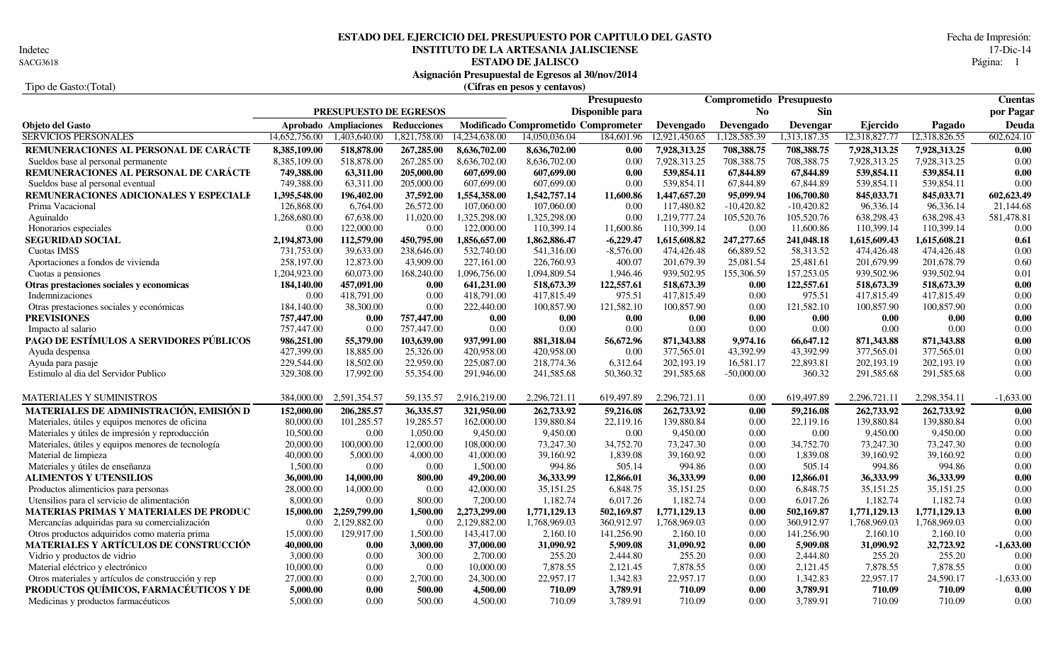Indetec
SACG3618

# ESTADO DEL EJERCICIO DEL PRESUPUESTO POR CAPITULO DEL GASTO
## INSTITUTO DE LA ARTESANIA JALISCIENSE
## ESTADO DE JALISCO
### Asignación Presupuestal de Egresos al 30/nov/2014
(Cifras en pesos y centavos)

Fecha de Impresión: 17-Dic-14

Tipo de Gasto:(Total)

| | PRESUPUESTO DE EGRESOS | | | | | Presupuesto Disponible para | | Comprometido No | Presupuesto Sin | | | Cuentas por Pagar |
|---|---|---|---|---|---|---|---|---|---|---|---|---|
| **Objeto del Gasto** | **Aprobado** | **Ampliaciones** | **Reducciones** | **Modificado** | **Comprometido** | **Comprometer** | **Devengado** | **Devengado** | **Devengar** | **Ejercido** | **Pagado** | **Deuda** |
| SERVICIOS PERSONALES | 14,652,756.00 | 1,403,640.00 | 1,821,758.00 | 14,234,638.00 | 14,050,036.04 | 184,601.96 | 12,921,450.65 | 1,128,585.39 | 1,313,187.35 | 12,318,827.77 | 12,318,826.55 | 602,624.10 |
| **REMUNERACIONES AL PERSONAL DE CARÁCTE** | **8,385,109.00** | **518,878.00** | **267,285.00** | **8,636,702.00** | **8,636,702.00** | **0.00** | **7,928,313.25** | **708,388.75** | **708,388.75** | **7,928,313.25** | **7,928,313.25** | **0.00** |
| Sueldos base al personal permanente | 8,385,109.00 | 518,878.00 | 267,285.00 | 8,636,702.00 | 8,636,702.00 | 0.00 | 7,928,313.25 | 708,388.75 | 708,388.75 | 7,928,313.25 | 7,928,313.25 | 0.00 |
| **REMUNERACIONES AL PERSONAL DE CARÁCTE** | **749,388.00** | **63,311.00** | **205,000.00** | **607,699.00** | **607,699.00** | **0.00** | **539,854.11** | **67,844.89** | **67,844.89** | **539,854.11** | **539,854.11** | **0.00** |
| Sueldos base al personal eventual | 749,388.00 | 63,311.00 | 205,000.00 | 607,699.00 | 607,699.00 | 0.00 | 539,854.11 | 67,844.89 | 67,844.89 | 539,854.11 | 539,854.11 | 0.00 |
| **REMUNERACIONES ADICIONALES Y ESPECIALE** | **1,395,548.00** | **196,402.00** | **37,592.00** | **1,554,358.00** | **1,542,757.14** | **11,600.86** | **1,447,657.20** | **95,099.94** | **106,700.80** | **845,033.71** | **845,033.71** | **602,623.49** |
| Prima Vacacional | 126,868.00 | 6,764.00 | 26,572.00 | 107,060.00 | 107,060.00 | 0.00 | 117,480.82 | -10,420.82 | -10,420.82 | 96,336.14 | 96,336.14 | 21,144.68 |
| Aguinaldo | 1,268,680.00 | 67,638.00 | 11,020.00 | 1,325,298.00 | 1,325,298.00 | 0.00 | 1,219,777.24 | 105,520.76 | 105,520.76 | 638,298.43 | 638,298.43 | 581,478.81 |
| Honorarios especiales | 0.00 | 122,000.00 | 0.00 | 122,000.00 | 110,399.14 | 11,600.86 | 110,399.14 | 0.00 | 11,600.86 | 110,399.14 | 110,399.14 | 0.00 |
| **SEGURIDAD SOCIAL** | **2,194,873.00** | **112,579.00** | **450,795.00** | **1,856,657.00** | **1,862,886.47** | **-6,229.47** | **1,615,608.82** | **247,277.65** | **241,048.18** | **1,615,609.43** | **1,615,608.21** | **0.61** |
| Cuotas IMSS | 731,753.00 | 39,633.00 | 238,646.00 | 532,740.00 | 541,316.00 | -8,576.00 | 474,426.48 | 66,889.52 | 58,313.52 | 474,426.48 | 474,426.48 | 0.00 |
| Aportaciones a fondos de vivienda | 258,197.00 | 12,873.00 | 43,909.00 | 227,161.00 | 226,760.93 | 400.07 | 201,679.39 | 25,081.54 | 25,481.61 | 201,679.99 | 201,679.79 | 0.60 |
| Cuotas a pensiones | 1,204,923.00 | 60,073.00 | 168,240.00 | 1,096,756.00 | 1,094,809.54 | 1,946.46 | 939,502.95 | 155,306.59 | 157,253.05 | 939,502.96 | 939,502.94 | 0.01 |
| **Otras prestaciones sociales y economicas** | **184,140.00** | **457,091.00** | **0.00** | **641,231.00** | **518,673.39** | **122,557.61** | **518,673.39** | **0.00** | **122,557.61** | **518,673.39** | **518,673.39** | **0.00** |
| Indemnizaciones | 0.00 | 418,791.00 | 0.00 | 418,791.00 | 417,815.49 | 975.51 | 417,815.49 | 0.00 | 975.51 | 417,815.49 | 417,815.49 | 0.00 |
| Otras prestaciones sociales y económicas | 184,140.00 | 38,300.00 | 0.00 | 222,440.00 | 100,857.90 | 121,582.10 | 100,857.90 | 0.00 | 121,582.10 | 100,857.90 | 100,857.90 | 0.00 |
| **PREVISIONES** | **757,447.00** | **0.00** | **757,447.00** | **0.00** | **0.00** | **0.00** | **0.00** | **0.00** | **0.00** | **0.00** | **0.00** | **0.00** |
| Impacto al salario | 757,447.00 | 0.00 | 757,447.00 | 0.00 | 0.00 | 0.00 | 0.00 | 0.00 | 0.00 | 0.00 | 0.00 | 0.00 |
| **PAGO DE ESTÍMULOS A SERVIDORES PÚBLICOS** | **986,251.00** | **55,379.00** | **103,639.00** | **937,991.00** | **881,318.04** | **56,672.96** | **871,343.88** | **9,974.16** | **66,647.12** | **871,343.88** | **871,343.88** | **0.00** |
| Ayuda despensa | 427,399.00 | 18,885.00 | 25,326.00 | 420,958.00 | 420,958.00 | 0.00 | 377,565.01 | 43,392.99 | 43,392.99 | 377,565.01 | 377,565.01 | 0.00 |
| Ayuda para pasaje | 229,544.00 | 18,502.00 | 22,959.00 | 225,087.00 | 218,774.36 | 6,312.64 | 202,193.19 | 16,581.17 | 22,893.81 | 202,193.19 | 202,193.19 | 0.00 |
| Estimulo al dia del Servidor Publico | 329,308.00 | 17,992.00 | 55,354.00 | 291,946.00 | 241,585.68 | 50,360.32 | 291,585.68 | -50,000.00 | 360.32 | 291,585.68 | 291,585.68 | 0.00 |
| MATERIALES Y SUMINISTROS | 384,000.00 | 2,591,354.57 | 59,135.57 | 2,916,219.00 | 2,296,721.11 | 619,497.89 | 2,296,721.11 | 0.00 | 619,497.89 | 2,296,721.11 | 2,298,354.11 | -1,633.00 |
| **MATERIALES DE ADMINISTRACIÓN, EMISIÓN D** | **152,000.00** | **206,285.57** | **36,335.57** | **321,950.00** | **262,733.92** | **59,216.08** | **262,733.92** | **0.00** | **59,216.08** | **262,733.92** | **262,733.92** | **0.00** |
| Materiales, útiles y equipos menores de oficina | 80,000.00 | 101,285.57 | 19,285.57 | 162,000.00 | 139,880.84 | 22,119.16 | 139,880.84 | 0.00 | 22,119.16 | 139,880.84 | 139,880.84 | 0.00 |
| Materiales y útiles de impresión y reproducción | 10,500.00 | 0.00 | 1,050.00 | 9,450.00 | 9,450.00 | 0.00 | 9,450.00 | 0.00 | 0.00 | 9,450.00 | 9,450.00 | 0.00 |
| Materiales, útiles y equipos menores de tecnología | 20,000.00 | 100,000.00 | 12,000.00 | 108,000.00 | 73,247.30 | 34,752.70 | 73,247.30 | 0.00 | 34,752.70 | 73,247.30 | 73,247.30 | 0.00 |
| Material de limpieza | 40,000.00 | 5,000.00 | 4,000.00 | 41,000.00 | 39,160.92 | 1,839.08 | 39,160.92 | 0.00 | 1,839.08 | 39,160.92 | 39,160.92 | 0.00 |
| Materiales y útiles de enseñanza | 1,500.00 | 0.00 | 0.00 | 1,500.00 | 994.86 | 505.14 | 994.86 | 0.00 | 505.14 | 994.86 | 994.86 | 0.00 |
| **ALIMENTOS Y UTENSILIOS** | **36,000.00** | **14,000.00** | **800.00** | **49,200.00** | **36,333.99** | **12,866.01** | **36,333.99** | **0.00** | **12,866.01** | **36,333.99** | **36,333.99** | **0.00** |
| Productos alimenticios para personas | 28,000.00 | 14,000.00 | 0.00 | 42,000.00 | 35,151.25 | 6,848.75 | 35,151.25 | 0.00 | 6,848.75 | 35,151.25 | 35,151.25 | 0.00 |
| Utensilios para el servicio de alimentación | 8,000.00 | 0.00 | 800.00 | 7,200.00 | 1,182.74 | 6,017.26 | 1,182.74 | 0.00 | 6,017.26 | 1,182.74 | 1,182.74 | 0.00 |
| **MATERIAS PRIMAS Y MATERIALES DE PRODUC** | **15,000.00** | **2,259,799.00** | **1,500.00** | **2,273,299.00** | **1,771,129.13** | **502,169.87** | **1,771,129.13** | **0.00** | **502,169.87** | **1,771,129.13** | **1,771,129.13** | **0.00** |
| Mercancías adquiridas para su comercialización | 0.00 | 2,129,882.00 | 0.00 | 2,129,882.00 | 1,768,969.03 | 360,912.97 | 1,768,969.03 | 0.00 | 360,912.97 | 1,768,969.03 | 1,768,969.03 | 0.00 |
| Otros productos adquiridos como materia prima | 15,000.00 | 129,917.00 | 1,500.00 | 143,417.00 | 2,160.10 | 141,256.90 | 2,160.10 | 0.00 | 141,256.90 | 2,160.10 | 2,160.10 | 0.00 |
| **MATERIALES Y ARTÍCULOS DE CONSTRUCCIÓN** | **40,000.00** | **0.00** | **3,000.00** | **37,000.00** | **31,090.92** | **5,909.08** | **31,090.92** | **0.00** | **5,909.08** | **31,090.92** | **32,723.92** | **-1,633.00** |
| Vidrio y productos de vidrio | 3,000.00 | 0.00 | 300.00 | 2,700.00 | 255.20 | 2,444.80 | 255.20 | 0.00 | 2,444.80 | 255.20 | 255.20 | 0.00 |
| Material eléctrico y electrónico | 10,000.00 | 0.00 | 0.00 | 10,000.00 | 7,878.55 | 2,121.45 | 7,878.55 | 0.00 | 2,121.45 | 7,878.55 | 7,878.55 | 0.00 |
| Otros materiales y artículos de construcción y rep | 27,000.00 | 0.00 | 2,700.00 | 24,300.00 | 22,957.17 | 1,342.83 | 22,957.17 | 0.00 | 1,342.83 | 22,957.17 | 24,590.17 | -1,633.00 |
| **PRODUCTOS QUÍMICOS, FARMACÉUTICOS Y DE** | **5,000.00** | **0.00** | **500.00** | **4,500.00** | **710.09** | **3,789.91** | **710.09** | **0.00** | **3,789.91** | **710.09** | **710.09** | **0.00** |
| Medicinas y productos farmacéuticos | 5,000.00 | 0.00 | 500.00 | 4,500.00 | 710.09 | 3,789.91 | 710.09 | 0.00 | 3,789.91 | 710.09 | 710.09 | 0.00 |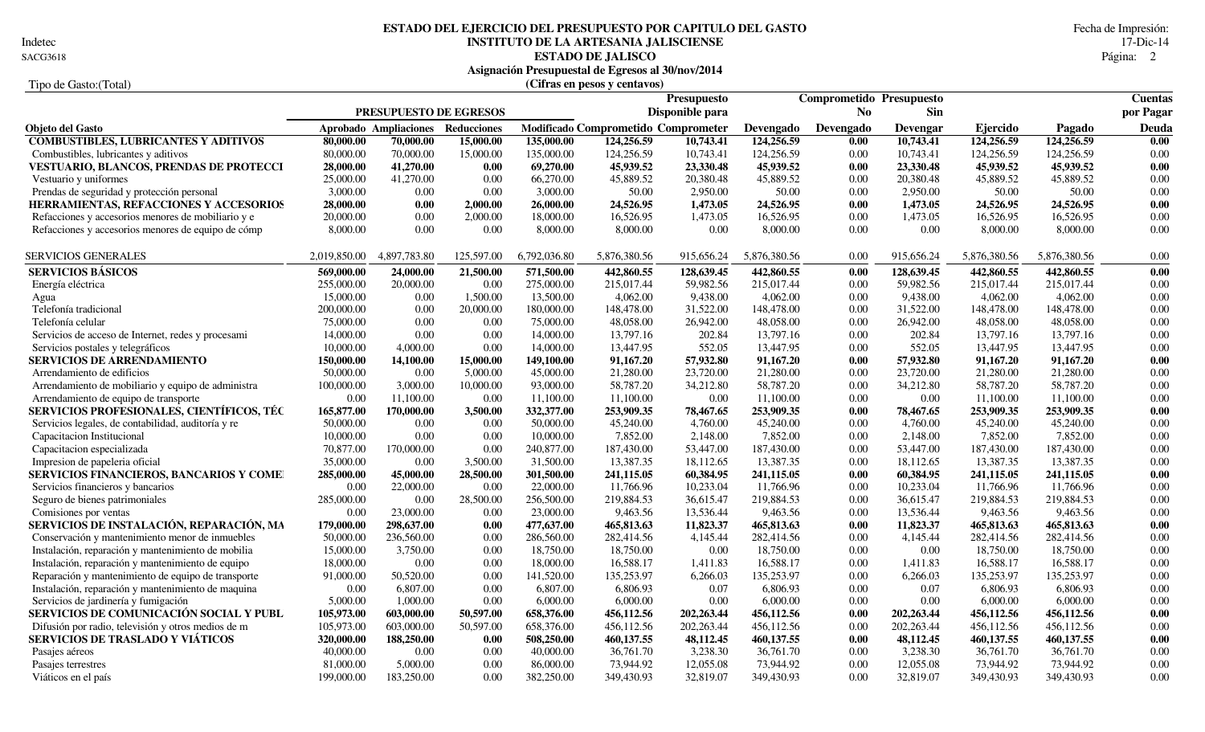**ESTADO DEL EJERCICIO DEL PRESUPUESTO POR CAPITULO DEL GASTO**
**INSTITUTO DE LA ARTESANIA JALISCIENSE**
**ESTADO DE JALISCO**
**Asignación Presupuestal de Egresos al 30/nov/2014**
**(Cifras en pesos y centavos)**

Indetec
SACG3618
Tipo de Gasto:(Total)

Fecha de Impresión: 17-Dic-14

| Objeto del Gasto | PRESUPUESTO DE EGRESOS Aprobado | Ampliaciones | Reducciones | Modificado | Comprometido | Presupuesto Disponible para Comprometer | Devengado | Comprometido No Devengado | Presupuesto Sin Devengar | Ejercido | Pagado | Cuentas por Pagar Deuda |
|---|---|---|---|---|---|---|---|---|---|---|---|---|
| **COMBUSTIBLES, LUBRICANTES Y ADITIVOS** | **80,000.00** | **70,000.00** | **15,000.00** | **135,000.00** | **124,256.59** | **10,743.41** | **124,256.59** | **0.00** | **10,743.41** | **124,256.59** | **124,256.59** | **0.00** |
| Combustibles, lubricantes y aditivos | 80,000.00 | 70,000.00 | 15,000.00 | 135,000.00 | 124,256.59 | 10,743.41 | 124,256.59 | 0.00 | 10,743.41 | 124,256.59 | 124,256.59 | 0.00 |
| **VESTUARIO, BLANCOS, PRENDAS DE PROTECCI** | **28,000.00** | **41,270.00** | **0.00** | **69,270.00** | **45,939.52** | **23,330.48** | **45,939.52** | **0.00** | **23,330.48** | **45,939.52** | **45,939.52** | **0.00** |
| Vestuario y uniformes | 25,000.00 | 41,270.00 | 0.00 | 66,270.00 | 45,889.52 | 20,380.48 | 45,889.52 | 0.00 | 20,380.48 | 45,889.52 | 45,889.52 | 0.00 |
| Prendas de seguridad y protección personal | 3,000.00 | 0.00 | 0.00 | 3,000.00 | 50.00 | 2,950.00 | 50.00 | 0.00 | 2,950.00 | 50.00 | 50.00 | 0.00 |
| **HERRAMIENTAS, REFACCIONES Y ACCESORIOS** | **28,000.00** | **0.00** | **2,000.00** | **26,000.00** | **24,526.95** | **1,473.05** | **24,526.95** | **0.00** | **1,473.05** | **24,526.95** | **24,526.95** | **0.00** |
| Refacciones y accesorios menores de mobiliario y e | 20,000.00 | 0.00 | 2,000.00 | 18,000.00 | 16,526.95 | 1,473.05 | 16,526.95 | 0.00 | 1,473.05 | 16,526.95 | 16,526.95 | 0.00 |
| Refacciones y accesorios menores de equipo de cómp | 8,000.00 | 0.00 | 0.00 | 8,000.00 | 8,000.00 | 0.00 | 8,000.00 | 0.00 | 0.00 | 8,000.00 | 8,000.00 | 0.00 |
| SERVICIOS GENERALES | 2,019,850.00 | 4,897,783.80 | 125,597.00 | 6,792,036.80 | 5,876,380.56 | 915,656.24 | 5,876,380.56 | 0.00 | 915,656.24 | 5,876,380.56 | 5,876,380.56 | 0.00 |
| **SERVICIOS BÁSICOS** | **569,000.00** | **24,000.00** | **21,500.00** | **571,500.00** | **442,860.55** | **128,639.45** | **442,860.55** | **0.00** | **128,639.45** | **442,860.55** | **442,860.55** | **0.00** |
| Energía eléctrica | 255,000.00 | 20,000.00 | 0.00 | 275,000.00 | 215,017.44 | 59,982.56 | 215,017.44 | 0.00 | 59,982.56 | 215,017.44 | 215,017.44 | 0.00 |
| Agua | 15,000.00 | 0.00 | 1,500.00 | 13,500.00 | 4,062.00 | 9,438.00 | 4,062.00 | 0.00 | 9,438.00 | 4,062.00 | 4,062.00 | 0.00 |
| Telefonía tradicional | 200,000.00 | 0.00 | 20,000.00 | 180,000.00 | 148,478.00 | 31,522.00 | 148,478.00 | 0.00 | 31,522.00 | 148,478.00 | 148,478.00 | 0.00 |
| Telefonía celular | 75,000.00 | 0.00 | 0.00 | 75,000.00 | 48,058.00 | 26,942.00 | 48,058.00 | 0.00 | 26,942.00 | 48,058.00 | 48,058.00 | 0.00 |
| Servicios de acceso de Internet, redes y procesami | 14,000.00 | 0.00 | 0.00 | 14,000.00 | 13,797.16 | 202.84 | 13,797.16 | 0.00 | 202.84 | 13,797.16 | 13,797.16 | 0.00 |
| Servicios postales y telegráficos | 10,000.00 | 4,000.00 | 0.00 | 14,000.00 | 13,447.95 | 552.05 | 13,447.95 | 0.00 | 552.05 | 13,447.95 | 13,447.95 | 0.00 |
| **SERVICIOS DE ARRENDAMIENTO** | **150,000.00** | **14,100.00** | **15,000.00** | **149,100.00** | **91,167.20** | **57,932.80** | **91,167.20** | **0.00** | **57,932.80** | **91,167.20** | **91,167.20** | **0.00** |
| Arrendamiento de edificios | 50,000.00 | 0.00 | 5,000.00 | 45,000.00 | 21,280.00 | 23,720.00 | 21,280.00 | 0.00 | 23,720.00 | 21,280.00 | 21,280.00 | 0.00 |
| Arrendamiento de mobiliario y equipo de administra | 100,000.00 | 3,000.00 | 10,000.00 | 93,000.00 | 58,787.20 | 34,212.80 | 58,787.20 | 0.00 | 34,212.80 | 58,787.20 | 58,787.20 | 0.00 |
| Arrendamiento de equipo de transporte | 0.00 | 11,100.00 | 0.00 | 11,100.00 | 11,100.00 | 0.00 | 11,100.00 | 0.00 | 0.00 | 11,100.00 | 11,100.00 | 0.00 |
| **SERVICIOS PROFESIONALES, CIENTÍFICOS, TÉC** | **165,877.00** | **170,000.00** | **3,500.00** | **332,377.00** | **253,909.35** | **78,467.65** | **253,909.35** | **0.00** | **78,467.65** | **253,909.35** | **253,909.35** | **0.00** |
| Servicios legales, de contabilidad, auditoría y re | 50,000.00 | 0.00 | 0.00 | 50,000.00 | 45,240.00 | 4,760.00 | 45,240.00 | 0.00 | 4,760.00 | 45,240.00 | 45,240.00 | 0.00 |
| Capacitacion Institucional | 10,000.00 | 0.00 | 0.00 | 10,000.00 | 7,852.00 | 2,148.00 | 7,852.00 | 0.00 | 2,148.00 | 7,852.00 | 7,852.00 | 0.00 |
| Capacitacion especializada | 70,877.00 | 170,000.00 | 0.00 | 240,877.00 | 187,430.00 | 53,447.00 | 187,430.00 | 0.00 | 53,447.00 | 187,430.00 | 187,430.00 | 0.00 |
| Impresion de papeleria oficial | 35,000.00 | 0.00 | 3,500.00 | 31,500.00 | 13,387.35 | 18,112.65 | 13,387.35 | 0.00 | 18,112.65 | 13,387.35 | 13,387.35 | 0.00 |
| **SERVICIOS FINANCIEROS, BANCARIOS Y COME** | **285,000.00** | **45,000.00** | **28,500.00** | **301,500.00** | **241,115.05** | **60,384.95** | **241,115.05** | **0.00** | **60,384.95** | **241,115.05** | **241,115.05** | **0.00** |
| Servicios financieros y bancarios | 0.00 | 22,000.00 | 0.00 | 22,000.00 | 11,766.96 | 10,233.04 | 11,766.96 | 0.00 | 10,233.04 | 11,766.96 | 11,766.96 | 0.00 |
| Seguro de bienes patrimoniales | 285,000.00 | 0.00 | 28,500.00 | 256,500.00 | 219,884.53 | 36,615.47 | 219,884.53 | 0.00 | 36,615.47 | 219,884.53 | 219,884.53 | 0.00 |
| Comisiones por ventas | 0.00 | 23,000.00 | 0.00 | 23,000.00 | 9,463.56 | 13,536.44 | 9,463.56 | 0.00 | 13,536.44 | 9,463.56 | 9,463.56 | 0.00 |
| **SERVICIOS DE INSTALACIÓN, REPARACIÓN, MA** | **179,000.00** | **298,637.00** | **0.00** | **477,637.00** | **465,813.63** | **11,823.37** | **465,813.63** | **0.00** | **11,823.37** | **465,813.63** | **465,813.63** | **0.00** |
| Conservación y mantenimiento menor de inmuebles | 50,000.00 | 236,560.00 | 0.00 | 286,560.00 | 282,414.56 | 4,145.44 | 282,414.56 | 0.00 | 4,145.44 | 282,414.56 | 282,414.56 | 0.00 |
| Instalación, reparación y mantenimiento de mobilia | 15,000.00 | 3,750.00 | 0.00 | 18,750.00 | 18,750.00 | 0.00 | 18,750.00 | 0.00 | 0.00 | 18,750.00 | 18,750.00 | 0.00 |
| Instalación, reparación y mantenimiento de equipo | 18,000.00 | 0.00 | 0.00 | 18,000.00 | 16,588.17 | 1,411.83 | 16,588.17 | 0.00 | 1,411.83 | 16,588.17 | 16,588.17 | 0.00 |
| Reparación y mantenimiento de equipo de transporte | 91,000.00 | 50,520.00 | 0.00 | 141,520.00 | 135,253.97 | 6,266.03 | 135,253.97 | 0.00 | 6,266.03 | 135,253.97 | 135,253.97 | 0.00 |
| Instalación, reparación y mantenimiento de maquina | 0.00 | 6,807.00 | 0.00 | 6,807.00 | 6,806.93 | 0.07 | 6,806.93 | 0.00 | 0.07 | 6,806.93 | 6,806.93 | 0.00 |
| Servicios de jardinería y fumigación | 5,000.00 | 1,000.00 | 0.00 | 6,000.00 | 6,000.00 | 0.00 | 6,000.00 | 0.00 | 0.00 | 6,000.00 | 6,000.00 | 0.00 |
| **SERVICIOS DE COMUNICACIÓN SOCIAL Y PUBL** | **105,973.00** | **603,000.00** | **50,597.00** | **658,376.00** | **456,112.56** | **202,263.44** | **456,112.56** | **0.00** | **202,263.44** | **456,112.56** | **456,112.56** | **0.00** |
| Difusión por radio, televisión y otros medios de m | 105,973.00 | 603,000.00 | 50,597.00 | 658,376.00 | 456,112.56 | 202,263.44 | 456,112.56 | 0.00 | 202,263.44 | 456,112.56 | 456,112.56 | 0.00 |
| **SERVICIOS DE TRASLADO Y VIÁTICOS** | **320,000.00** | **188,250.00** | **0.00** | **508,250.00** | **460,137.55** | **48,112.45** | **460,137.55** | **0.00** | **48,112.45** | **460,137.55** | **460,137.55** | **0.00** |
| Pasajes aéreos | 40,000.00 | 0.00 | 0.00 | 40,000.00 | 36,761.70 | 3,238.30 | 36,761.70 | 0.00 | 3,238.30 | 36,761.70 | 36,761.70 | 0.00 |
| Pasajes terrestres | 81,000.00 | 5,000.00 | 0.00 | 86,000.00 | 73,944.92 | 12,055.08 | 73,944.92 | 0.00 | 12,055.08 | 73,944.92 | 73,944.92 | 0.00 |
| Viáticos en el país | 199,000.00 | 183,250.00 | 0.00 | 382,250.00 | 349,430.93 | 32,819.07 | 349,430.93 | 0.00 | 32,819.07 | 349,430.93 | 349,430.93 | 0.00 |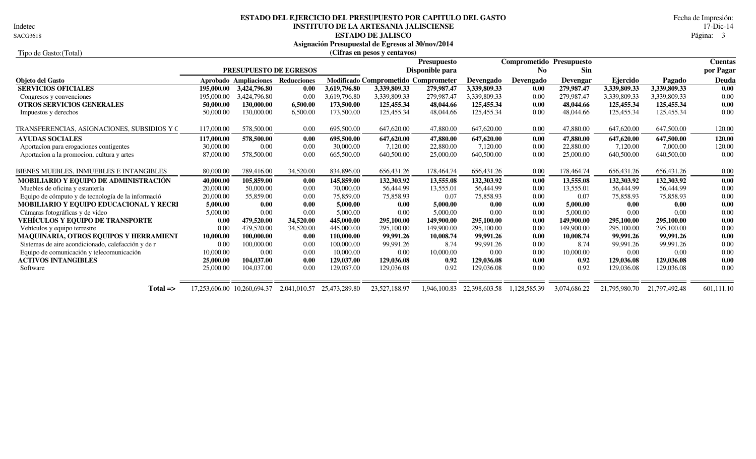**ESTADO DEL EJERCICIO DEL PRESUPUESTO POR CAPITULO DEL GASTO**
**INSTITUTO DE LA ARTESANIA JALISCIENSE**
**ESTADO DE JALISCO**
**Asignación Presupuestal de Egresos al 30/nov/2014**
**(Cifras en pesos y centavos)**

Indetec
SACG3618

Fecha de Impresión: 17-Dic-14

Tipo de Gasto:(Total)

| Objeto del Gasto | PRESUPUESTO DE EGRESOS Aprobado | Ampliaciones | Reducciones | Modificado | Comprometido | Presupuesto Disponible para Comprometer | Devengado | Comprometido No Devengado | Presupuesto Sin Devengar | Ejercido | Pagado | Cuentas por Pagar Deuda |
|---|---|---|---|---|---|---|---|---|---|---|---|---|
| **SERVICIOS OFICIALES** | **195,000.00** | **3,424,796.80** | **0.00** | **3,619,796.80** | **3,339,809.33** | **279,987.47** | **3,339,809.33** | **0.00** | **279,987.47** | **3,339,809.33** | **3,339,809.33** | **0.00** |
| Congresos y convenciones | 195,000.00 | 3,424,796.80 | 0.00 | 3,619,796.80 | 3,339,809.33 | 279,987.47 | 3,339,809.33 | 0.00 | 279,987.47 | 3,339,809.33 | 3,339,809.33 | 0.00 |
| **OTROS SERVICIOS GENERALES** | **50,000.00** | **130,000.00** | **6,500.00** | **173,500.00** | **125,455.34** | **48,044.66** | **125,455.34** | **0.00** | **48,044.66** | **125,455.34** | **125,455.34** | **0.00** |
| Impuestos y derechos | 50,000.00 | 130,000.00 | 6,500.00 | 173,500.00 | 125,455.34 | 48,044.66 | 125,455.34 | 0.00 | 48,044.66 | 125,455.34 | 125,455.34 | 0.00 |
| TRANSFERENCIAS, ASIGNACIONES, SUBSIDIOS Y C | 117,000.00 | 578,500.00 | 0.00 | 695,500.00 | 647,620.00 | 47,880.00 | 647,620.00 | 0.00 | 47,880.00 | 647,620.00 | 647,500.00 | 120.00 |
| **AYUDAS SOCIALES** | **117,000.00** | **578,500.00** | **0.00** | **695,500.00** | **647,620.00** | **47,880.00** | **647,620.00** | **0.00** | **47,880.00** | **647,620.00** | **647,500.00** | **120.00** |
| Aportacion para erogaciones contigentes | 30,000.00 | 0.00 | 0.00 | 30,000.00 | 7,120.00 | 22,880.00 | 7,120.00 | 0.00 | 22,880.00 | 7,120.00 | 7,000.00 | 120.00 |
| Aportacion a la promocion, cultura y artes | 87,000.00 | 578,500.00 | 0.00 | 665,500.00 | 640,500.00 | 25,000.00 | 640,500.00 | 0.00 | 25,000.00 | 640,500.00 | 640,500.00 | 0.00 |
| BIENES MUEBLES, INMUEBLES E INTANGIBLES | 80,000.00 | 789,416.00 | 34,520.00 | 834,896.00 | 656,431.26 | 178,464.74 | 656,431.26 | 0.00 | 178,464.74 | 656,431.26 | 656,431.26 | 0.00 |
| **MOBILIARIO Y EQUIPO DE ADMINISTRACIÓN** | **40,000.00** | **105,859.00** | **0.00** | **145,859.00** | **132,303.92** | **13,555.08** | **132,303.92** | **0.00** | **13,555.08** | **132,303.92** | **132,303.92** | **0.00** |
| Muebles de oficina y estantería | 20,000.00 | 50,000.00 | 0.00 | 70,000.00 | 56,444.99 | 13,555.01 | 56,444.99 | 0.00 | 13,555.01 | 56,444.99 | 56,444.99 | 0.00 |
| Equipo de cómputo y de tecnología de la informació | 20,000.00 | 55,859.00 | 0.00 | 75,859.00 | 75,858.93 | 0.07 | 75,858.93 | 0.00 | 0.07 | 75,858.93 | 75,858.93 | 0.00 |
| **MOBILIARIO Y EQUIPO EDUCACIONAL Y RECRI** | **5,000.00** | **0.00** | **0.00** | **5,000.00** | **0.00** | **5,000.00** | **0.00** | **0.00** | **5,000.00** | **0.00** | **0.00** | **0.00** |
| Cámaras fotográficas y de video | 5,000.00 | 0.00 | 0.00 | 5,000.00 | 0.00 | 5,000.00 | 0.00 | 0.00 | 5,000.00 | 0.00 | 0.00 | 0.00 |
| **VEHÍCULOS Y EQUIPO DE TRANSPORTE** | **0.00** | **479,520.00** | **34,520.00** | **445,000.00** | **295,100.00** | **149,900.00** | **295,100.00** | **0.00** | **149,900.00** | **295,100.00** | **295,100.00** | **0.00** |
| Vehículos y equipo terrestre | 0.00 | 479,520.00 | 34,520.00 | 445,000.00 | 295,100.00 | 149,900.00 | 295,100.00 | 0.00 | 149,900.00 | 295,100.00 | 295,100.00 | 0.00 |
| **MAQUINARIA, OTROS EQUIPOS Y HERRAMIENT** | **10,000.00** | **100,000.00** | **0.00** | **110,000.00** | **99,991.26** | **10,008.74** | **99,991.26** | **0.00** | **10,008.74** | **99,991.26** | **99,991.26** | **0.00** |
| Sistemas de aire acondicionado, calefacción y de r | 0.00 | 100,000.00 | 0.00 | 100,000.00 | 99,991.26 | 8.74 | 99,991.26 | 0.00 | 8.74 | 99,991.26 | 99,991.26 | 0.00 |
| Equipo de comunicación y telecomunicación | 10,000.00 | 0.00 | 0.00 | 10,000.00 | 0.00 | 10,000.00 | 0.00 | 0.00 | 10,000.00 | 0.00 | 0.00 | 0.00 |
| **ACTIVOS INTANGIBLES** | **25,000.00** | **104,037.00** | **0.00** | **129,037.00** | **129,036.08** | **0.92** | **129,036.08** | **0.00** | **0.92** | **129,036.08** | **129,036.08** | **0.00** |
| Software | 25,000.00 | 104,037.00 | 0.00 | 129,037.00 | 129,036.08 | 0.92 | 129,036.08 | 0.00 | 0.92 | 129,036.08 | 129,036.08 | 0.00 |
| **Total =>** | 17,253,606.00 | 10,260,694.37 | 2,041,010.57 | 25,473,289.80 | 23,527,188.97 | 1,946,100.83 | 22,398,603.58 | 1,128,585.39 | 3,074,686.22 | 21,795,980.70 | 21,797,492.48 | 601,111.10 |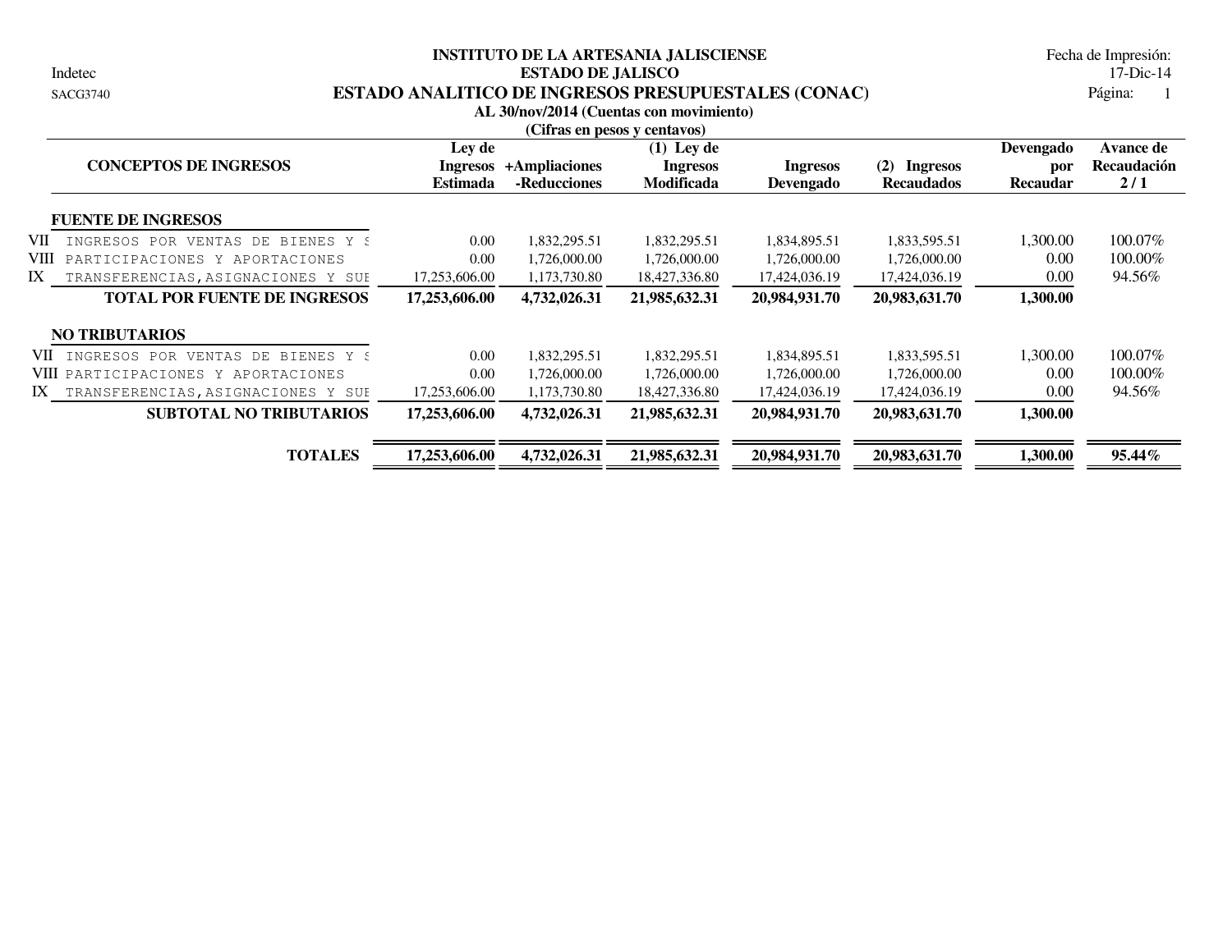**INSTITUTO DE LA ARTESANIA JALISCIENSE**

**ESTADO DE JALISCO**

Indetec

SACG3740

Fecha de Impresión: 17-Dic-14

Página: 1

# ESTADO ANALITICO DE INGRESOS PRESUPUESTALES (CONAC)

**AL 30/nov/2014 (Cuentas con movimiento)**

**(Cifras en pesos y centavos)**

| | CONCEPTOS DE INGRESOS | Ley de Ingresos Estimada | +Ampliaciones -Reducciones | (1) Ley de Ingresos Modificada | Ingresos Devengado | (2) Ingresos Recaudados | Devengado por Recaudar | Avance de Recaudación 2 / 1 |
|---|---|---|---|---|---|---|---|---|
| | **FUENTE DE INGRESOS** | | | | | | | |
| VII | INGRESOS POR VENTAS DE BIENES Y S | 0.00 | 1,832,295.51 | 1,832,295.51 | 1,834,895.51 | 1,833,595.51 | 1,300.00 | 100.07% |
| VIII | PARTICIPACIONES Y APORTACIONES | 0.00 | 1,726,000.00 | 1,726,000.00 | 1,726,000.00 | 1,726,000.00 | 0.00 | 100.00% |
| IX | TRANSFERENCIAS,ASIGNACIONES Y SUE | 17,253,606.00 | 1,173,730.80 | 18,427,336.80 | 17,424,036.19 | 17,424,036.19 | 0.00 | 94.56% |
| | **TOTAL POR FUENTE DE INGRESOS** | **17,253,606.00** | **4,732,026.31** | **21,985,632.31** | **20,984,931.70** | **20,983,631.70** | **1,300.00** | |
| | **NO TRIBUTARIOS** | | | | | | | |
| VII | INGRESOS POR VENTAS DE BIENES Y S | 0.00 | 1,832,295.51 | 1,832,295.51 | 1,834,895.51 | 1,833,595.51 | 1,300.00 | 100.07% |
| VIII | PARTICIPACIONES Y APORTACIONES | 0.00 | 1,726,000.00 | 1,726,000.00 | 1,726,000.00 | 1,726,000.00 | 0.00 | 100.00% |
| IX | TRANSFERENCIAS,ASIGNACIONES Y SUE | 17,253,606.00 | 1,173,730.80 | 18,427,336.80 | 17,424,036.19 | 17,424,036.19 | 0.00 | 94.56% |
| | **SUBTOTAL NO TRIBUTARIOS** | **17,253,606.00** | **4,732,026.31** | **21,985,632.31** | **20,984,931.70** | **20,983,631.70** | **1,300.00** | |
| | **TOTALES** | **17,253,606.00** | **4,732,026.31** | **21,985,632.31** | **20,984,931.70** | **20,983,631.70** | **1,300.00** | **95.44%** |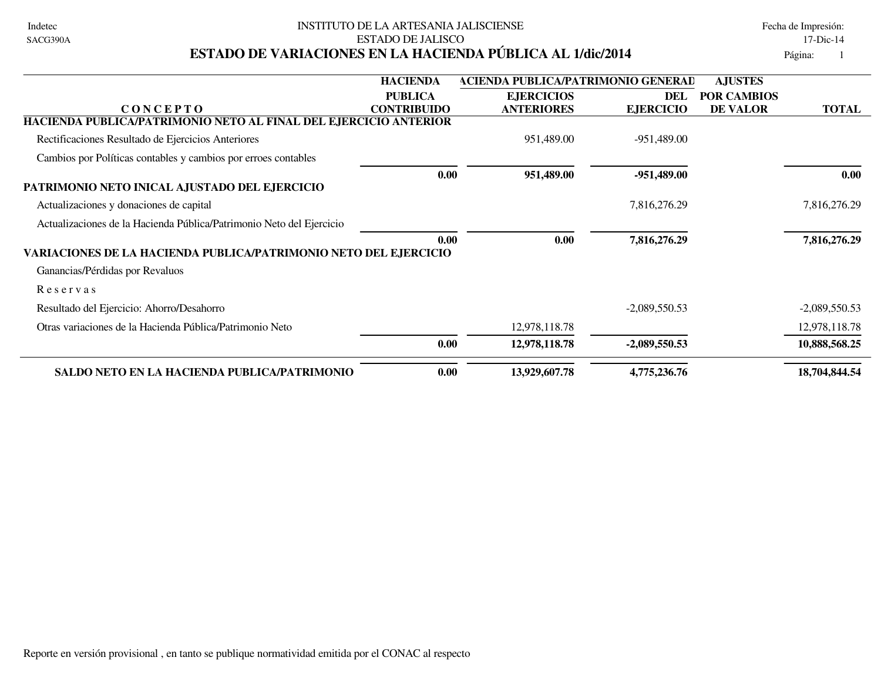Indetec
SACG390A

INSTITUTO DE LA ARTESANIA JALISCIENSE
ESTADO DE JALISCO

Fecha de Impresión: 17-Dic-14

# ESTADO DE VARIACIONES EN LA HACIENDA PÚBLICA AL 1/dic/2014

| CONCEPTO | HACIENDA PUBLICA CONTRIBUIDO | HACIENDA PUBLICA/PATRIMONIO GENERADO EJERCICIOS ANTERIORES | DEL EJERCICIO | AJUSTES POR CAMBIOS DE VALOR | TOTAL |
|---|---|---|---|---|---|
| **HACIENDA PUBLICA/PATRIMONIO NETO AL FINAL DEL EJERCICIO ANTERIOR** | | | | | |
| Rectificaciones Resultado de Ejercicios Anteriores | | 951,489.00 | -951,489.00 | | |
| Cambios por Políticas contables y cambios por erroes contables | | | | | |
| | **0.00** | **951,489.00** | **-951,489.00** | | **0.00** |
| **PATRIMONIO NETO INICAL AJUSTADO DEL EJERCICIO** | | | | | |
| Actualizaciones y donaciones de capital | | | 7,816,276.29 | | 7,816,276.29 |
| Actualizaciones de la Hacienda Pública/Patrimonio Neto del Ejercicio | | | | | |
| | **0.00** | **0.00** | **7,816,276.29** | | **7,816,276.29** |
| **VARIACIONES DE LA HACIENDA PUBLICA/PATRIMONIO NETO DEL EJERCICIO** | | | | | |
| Ganancias/Pérdidas por Revaluos | | | | | |
| R e s e r v a s | | | | | |
| Resultado del Ejercicio: Ahorro/Desahorro | | | -2,089,550.53 | | -2,089,550.53 |
| Otras variaciones de la Hacienda Pública/Patrimonio Neto | | 12,978,118.78 | | | 12,978,118.78 |
| | **0.00** | **12,978,118.78** | **-2,089,550.53** | | **10,888,568.25** |
| **SALDO NETO EN LA HACIENDA PUBLICA/PATRIMONIO** | **0.00** | **13,929,607.78** | **4,775,236.76** | | **18,704,844.54** |

Reporte en versión provisional , en tanto se publique normatividad emitida por el CONAC al respecto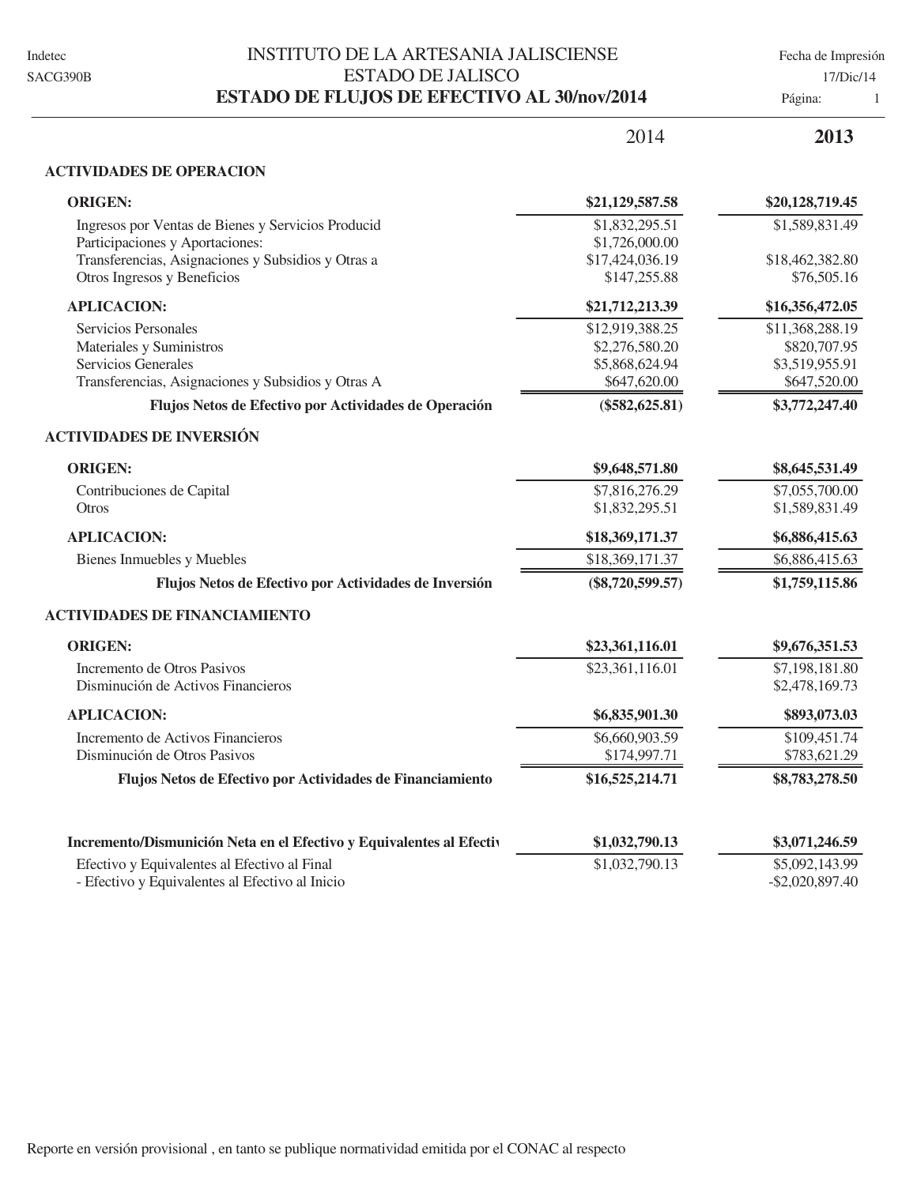Indetec
SACG390B

# INSTITUTO DE LA ARTESANIA JALISCIENSE
## ESTADO DE JALISCO
## ESTADO DE FLUJOS DE EFECTIVO AL 30/nov/2014

Fecha de Impresión 17/Dic/14

| | 2014 | 2013 |
|---|---|---|
| **ACTIVIDADES DE OPERACION** | | |
| **ORIGEN:** | **$21,129,587.58** | **$20,128,719.45** |
| Ingresos por Ventas de Bienes y Servicios Producid | $1,832,295.51 | $1,589,831.49 |
| Participaciones y Aportaciones: | $1,726,000.00 | |
| Transferencias, Asignaciones y Subsidios y Otras a | $17,424,036.19 | $18,462,382.80 |
| Otros Ingresos y Beneficios | $147,255.88 | $76,505.16 |
| **APLICACION:** | **$21,712,213.39** | **$16,356,472.05** |
| Servicios Personales | $12,919,388.25 | $11,368,288.19 |
| Materiales y Suministros | $2,276,580.20 | $820,707.95 |
| Servicios Generales | $5,868,624.94 | $3,519,955.91 |
| Transferencias, Asignaciones y Subsidios y Otras A | $647,620.00 | $647,520.00 |
| **Flujos Netos de Efectivo por Actividades de Operación** | **($582,625.81)** | **$3,772,247.40** |
| **ACTIVIDADES DE INVERSIÓN** | | |
| **ORIGEN:** | **$9,648,571.80** | **$8,645,531.49** |
| Contribuciones de Capital | $7,816,276.29 | $7,055,700.00 |
| Otros | $1,832,295.51 | $1,589,831.49 |
| **APLICACION:** | **$18,369,171.37** | **$6,886,415.63** |
| Bienes Inmuebles y Muebles | $18,369,171.37 | $6,886,415.63 |
| **Flujos Netos de Efectivo por Actividades de Inversión** | **($8,720,599.57)** | **$1,759,115.86** |
| **ACTIVIDADES DE FINANCIAMIENTO** | | |
| **ORIGEN:** | **$23,361,116.01** | **$9,676,351.53** |
| Incremento de Otros Pasivos | $23,361,116.01 | $7,198,181.80 |
| Disminución de Activos Financieros | | $2,478,169.73 |
| **APLICACION:** | **$6,835,901.30** | **$893,073.03** |
| Incremento de Activos Financieros | $6,660,903.59 | $109,451.74 |
| Disminución de Otros Pasivos | $174,997.71 | $783,621.29 |
| **Flujos Netos de Efectivo por Actividades de Financiamiento** | **$16,525,214.71** | **$8,783,278.50** |
| **Incremento/Disminución Neta en el Efectivo y Equivalentes al Efectiv** | **$1,032,790.13** | **$3,071,246.59** |
| Efectivo y Equivalentes al Efectivo al Final | $1,032,790.13 | $5,092,143.99 |
| - Efectivo y Equivalentes al Efectivo al Inicio | | -$2,020,897.40 |

Reporte en versión provisional , en tanto se publique normatividad emitida por el CONAC al respecto